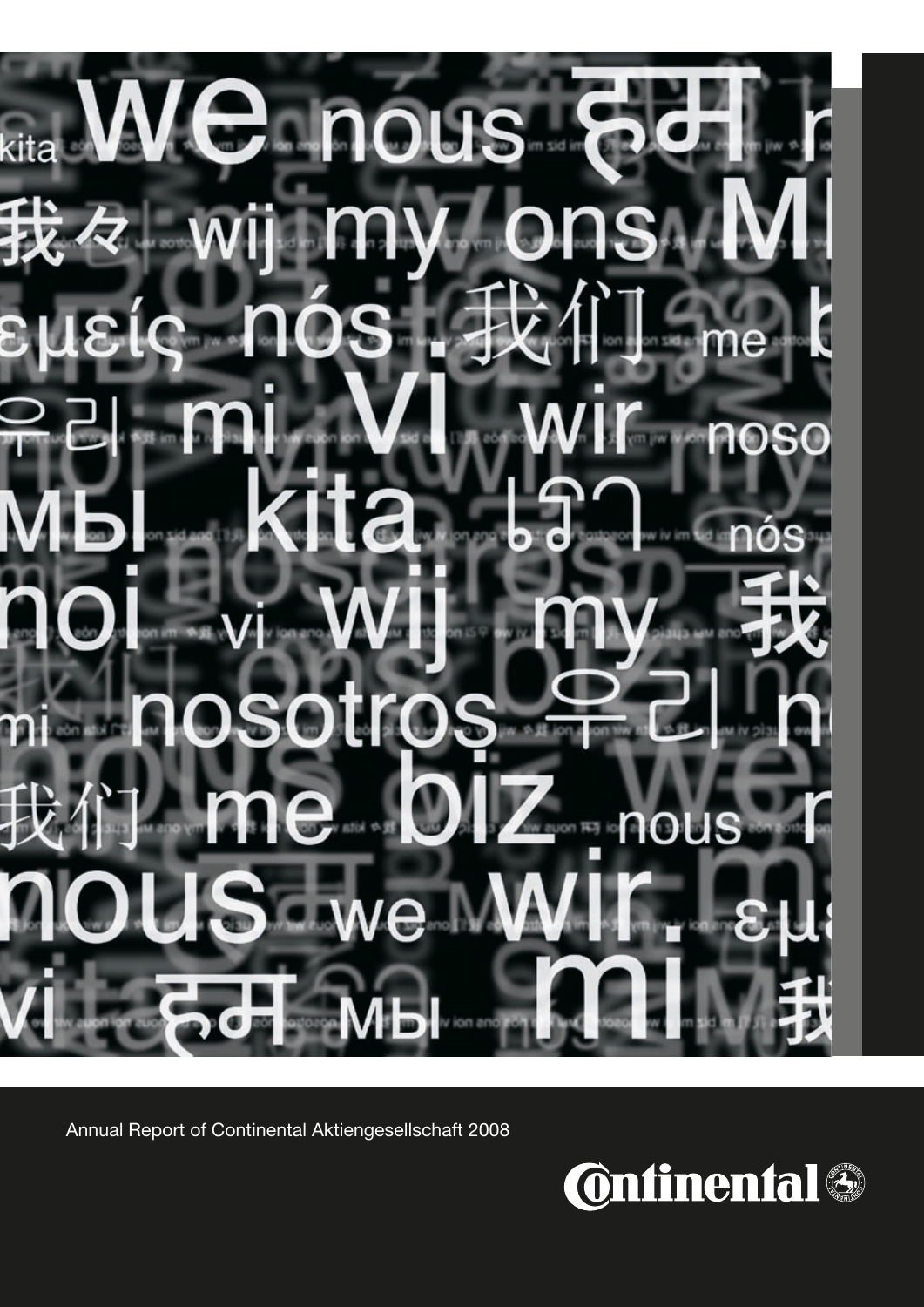Annual Report of Continental Aktiengesellschaft 2008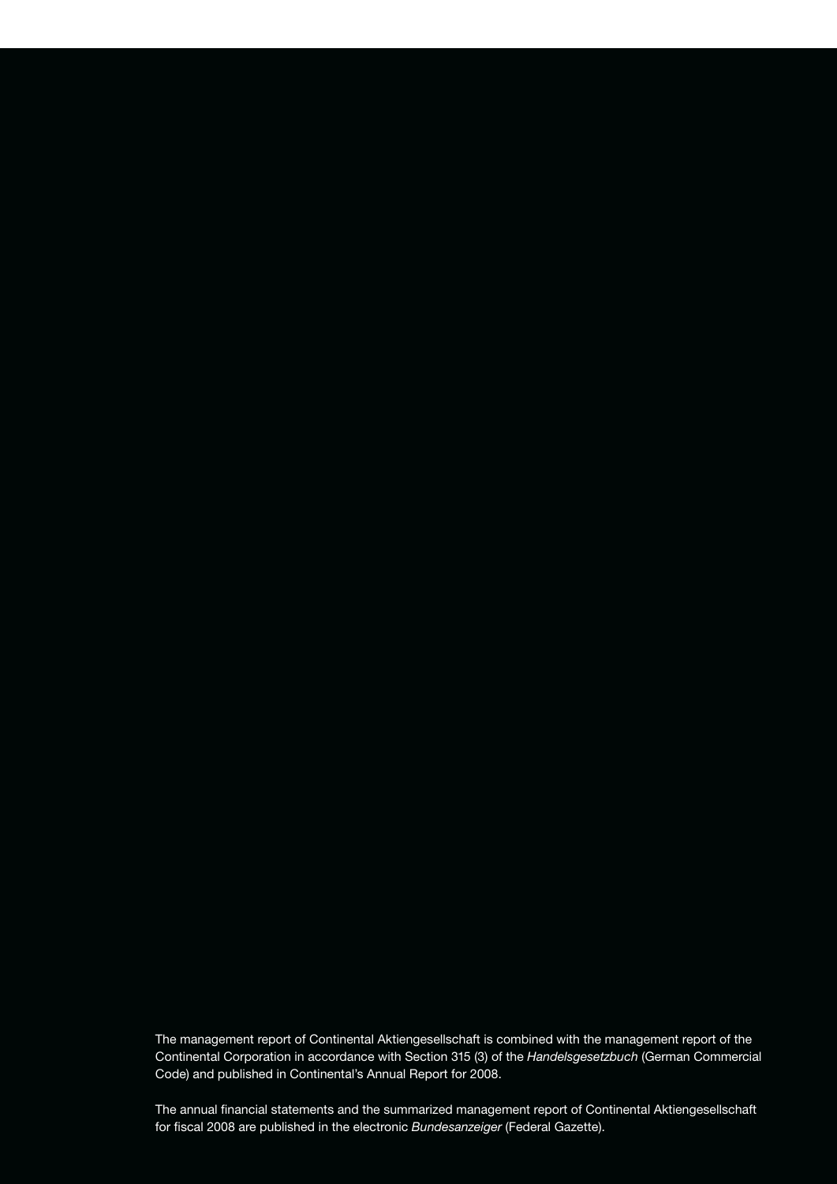The management report of Continental Aktiengesellschaft is combined with the management report of the Continental Corporation in accordance with Section 315 (3) of the *Handelsgesetzbuch* (German Commercial Code) and published in Continental's Annual Report for 2008.

The annual financial statements and the summarized management report of Continental Aktiengesellschaft for fiscal 2008 are published in the electronic *Bundesanzeiger* (Federal Gazette).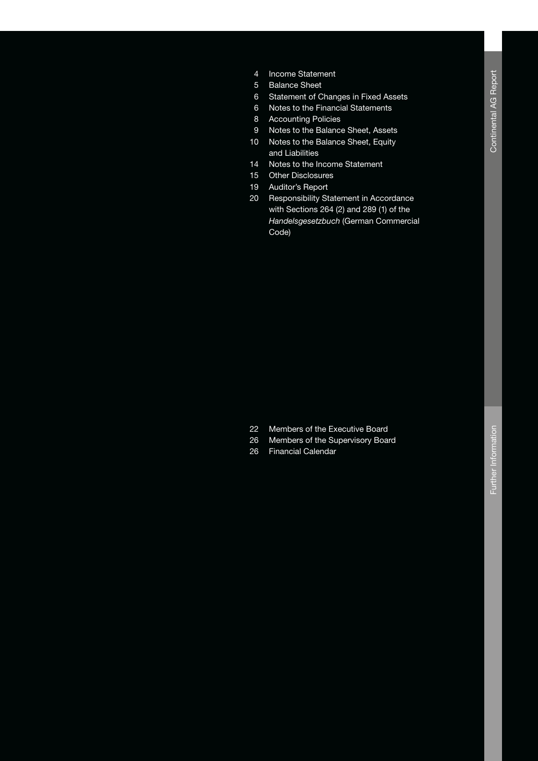## Continental AG Report

4 Income Statement
5 Balance Sheet
6 Statement of Changes in Fixed Assets
6 Notes to the Financial Statements
8 Accounting Policies
9 Notes to the Balance Sheet, Assets
10 Notes to the Balance Sheet, Equity and Liabilities
14 Notes to the Income Statement
15 Other Disclosures
19 Auditor's Report
20 Responsibility Statement in Accordance with Sections 264 (2) and 289 (1) of the *Handelsgesetzbuch* (German Commercial Code)

## Further Information

22 Members of the Executive Board
26 Members of the Supervisory Board
26 Financial Calendar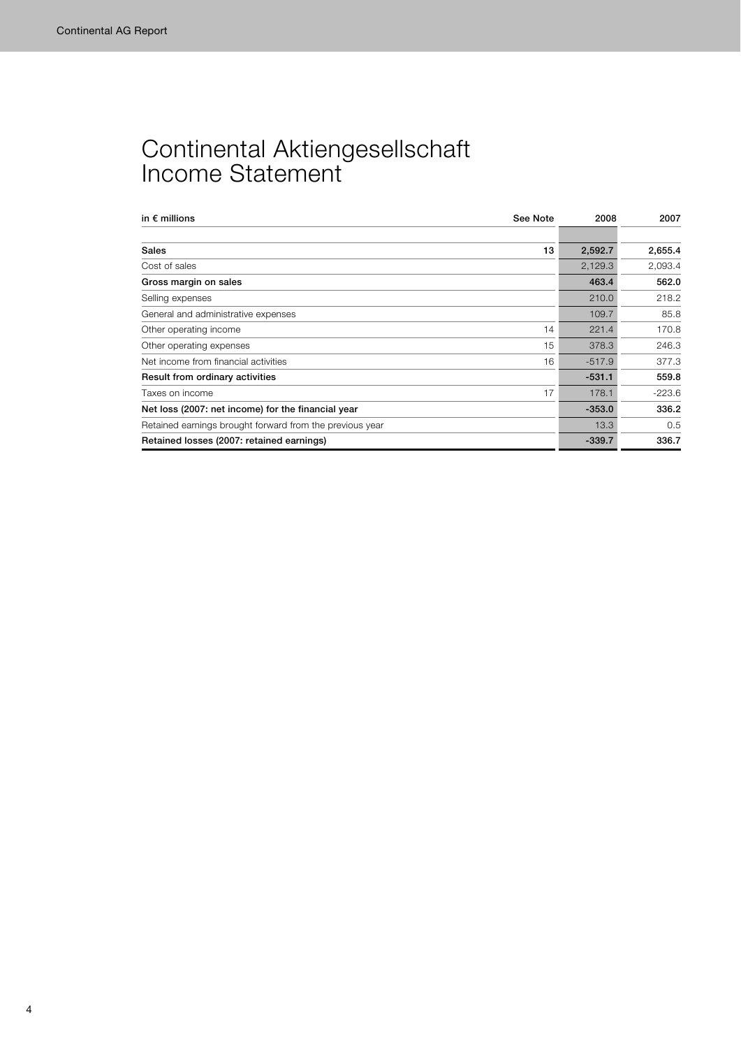# Continental Aktiengesellschaft Income Statement

| in € millions | See Note | 2008 | 2007 |
|---|---|---|---|
| **Sales** | **13** | **2,592.7** | **2,655.4** |
| Cost of sales | | 2,129.3 | 2,093.4 |
| **Gross margin on sales** | | **463.4** | **562.0** |
| Selling expenses | | 210.0 | 218.2 |
| General and administrative expenses | | 109.7 | 85.8 |
| Other operating income | 14 | 221.4 | 170.8 |
| Other operating expenses | 15 | 378.3 | 246.3 |
| Net income from financial activities | 16 | -517.9 | 377.3 |
| **Result from ordinary activities** | | **-531.1** | **559.8** |
| Taxes on income | 17 | 178.1 | -223.6 |
| **Net loss (2007: net income) for the financial year** | | **-353.0** | **336.2** |
| Retained earnings brought forward from the previous year | | 13.3 | 0.5 |
| **Retained losses (2007: retained earnings)** | | **-339.7** | **336.7** |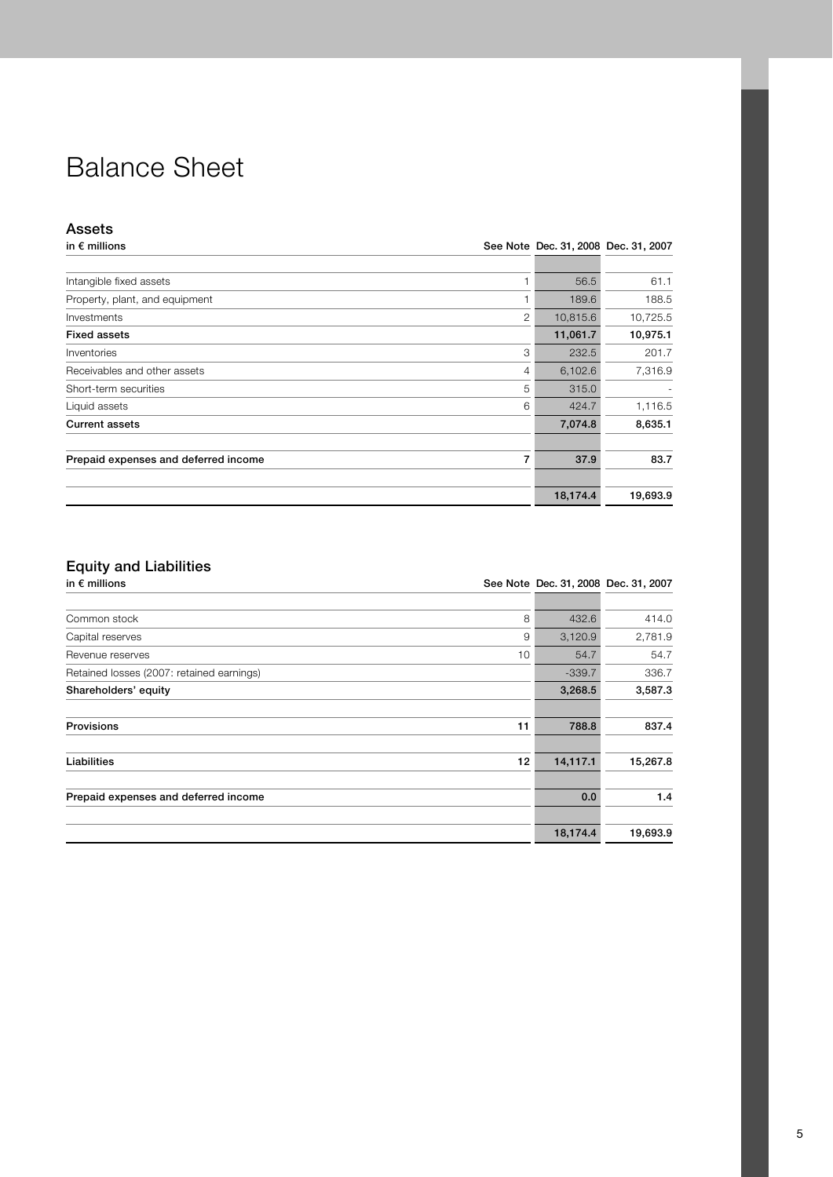# Balance Sheet

## Assets

| in € millions | See Note | Dec. 31, 2008 | Dec. 31, 2007 |
|---|---|---|---|
| Intangible fixed assets | 1 | 56.5 | 61.1 |
| Property, plant, and equipment | 1 | 189.6 | 188.5 |
| Investments | 2 | 10,815.6 | 10,725.5 |
| **Fixed assets** | | **11,061.7** | **10,975.1** |
| Inventories | 3 | 232.5 | 201.7 |
| Receivables and other assets | 4 | 6,102.6 | 7,316.9 |
| Short-term securities | 5 | 315.0 | - |
| Liquid assets | 6 | 424.7 | 1,116.5 |
| **Current assets** | | **7,074.8** | **8,635.1** |
| **Prepaid expenses and deferred income** | **7** | **37.9** | **83.7** |
| | | **18,174.4** | **19,693.9** |

## Equity and Liabilities

| in € millions | See Note | Dec. 31, 2008 | Dec. 31, 2007 |
|---|---|---|---|
| Common stock | 8 | 432.6 | 414.0 |
| Capital reserves | 9 | 3,120.9 | 2,781.9 |
| Revenue reserves | 10 | 54.7 | 54.7 |
| Retained losses (2007: retained earnings) | | -339.7 | 336.7 |
| **Shareholders' equity** | | **3,268.5** | **3,587.3** |
| **Provisions** | **11** | **788.8** | **837.4** |
| **Liabilities** | **12** | **14,117.1** | **15,267.8** |
| **Prepaid expenses and deferred income** | | **0.0** | **1.4** |
| | | **18,174.4** | **19,693.9** |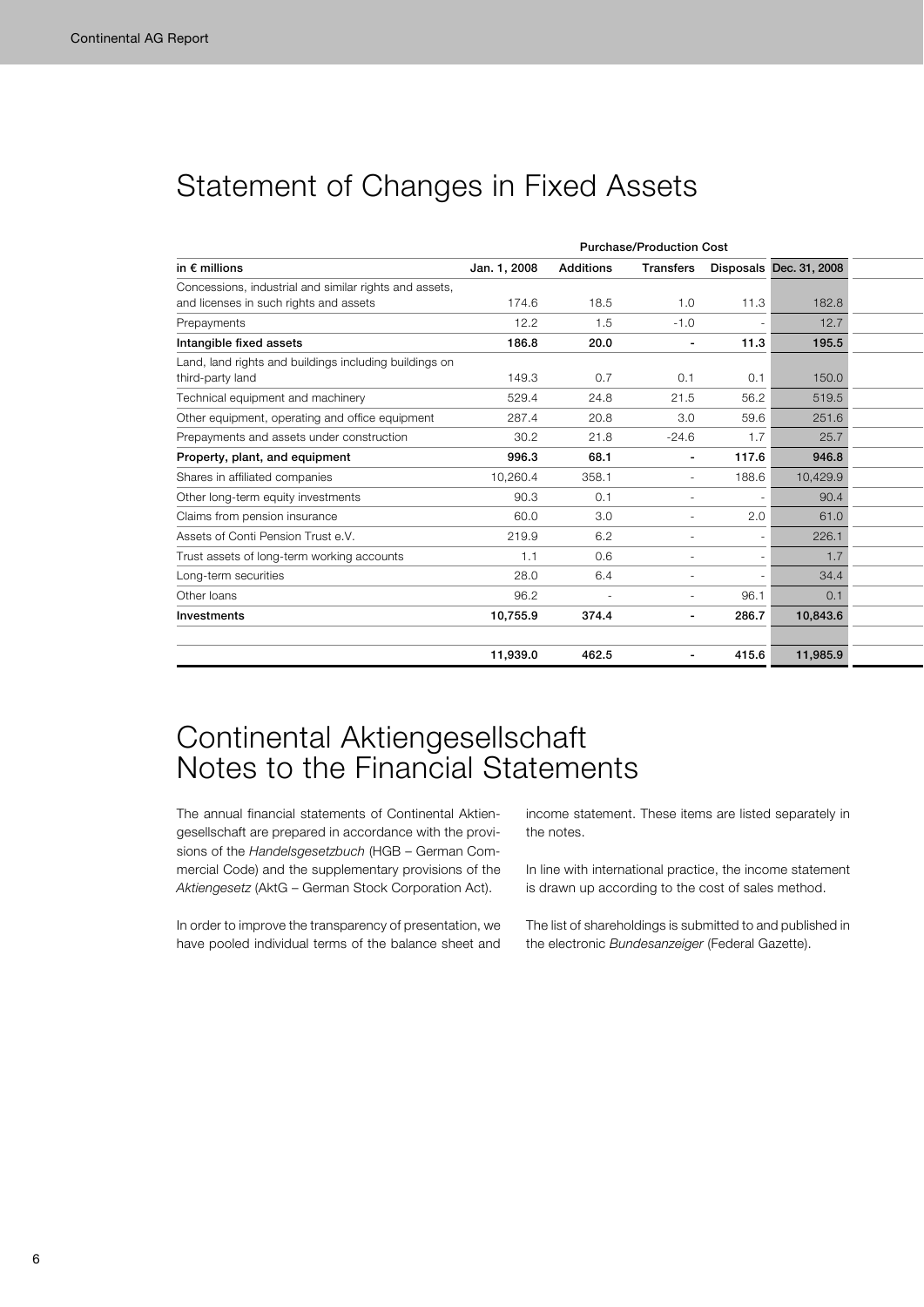# Statement of Changes in Fixed Assets

| | Purchase/Production Cost | | | | |
|---|---|---|---|---|---|
| in € millions | Jan. 1, 2008 | Additions | Transfers | Disposals | Dec. 31, 2008 |
| Concessions, industrial and similar rights and assets, and licenses in such rights and assets | 174.6 | 18.5 | 1.0 | 11.3 | 182.8 |
| Prepayments | 12.2 | 1.5 | -1.0 | - | 12.7 |
| **Intangible fixed assets** | **186.8** | **20.0** | **-** | **11.3** | **195.5** |
| Land, land rights and buildings including buildings on third-party land | 149.3 | 0.7 | 0.1 | 0.1 | 150.0 |
| Technical equipment and machinery | 529.4 | 24.8 | 21.5 | 56.2 | 519.5 |
| Other equipment, operating and office equipment | 287.4 | 20.8 | 3.0 | 59.6 | 251.6 |
| Prepayments and assets under construction | 30.2 | 21.8 | -24.6 | 1.7 | 25.7 |
| **Property, plant, and equipment** | **996.3** | **68.1** | **-** | **117.6** | **946.8** |
| Shares in affiliated companies | 10,260.4 | 358.1 | - | 188.6 | 10,429.9 |
| Other long-term equity investments | 90.3 | 0.1 | - | - | 90.4 |
| Claims from pension insurance | 60.0 | 3.0 | - | 2.0 | 61.0 |
| Assets of Conti Pension Trust e.V. | 219.9 | 6.2 | - | - | 226.1 |
| Trust assets of long-term working accounts | 1.1 | 0.6 | - | - | 1.7 |
| Long-term securities | 28.0 | 6.4 | - | - | 34.4 |
| Other loans | 96.2 | - | - | 96.1 | 0.1 |
| **Investments** | **10,755.9** | **374.4** | **-** | **286.7** | **10,843.6** |
| | **11,939.0** | **462.5** | **-** | **415.6** | **11,985.9** |

# Continental Aktiengesellschaft Notes to the Financial Statements

The annual financial statements of Continental Aktiengesellschaft are prepared in accordance with the provisions of the *Handelsgesetzbuch* (HGB – German Commercial Code) and the supplementary provisions of the *Aktiengesetz* (AktG – German Stock Corporation Act).

In order to improve the transparency of presentation, we have pooled individual terms of the balance sheet and income statement. These items are listed separately in the notes.

In line with international practice, the income statement is drawn up according to the cost of sales method.

The list of shareholdings is submitted to and published in the electronic *Bundesanzeiger* (Federal Gazette).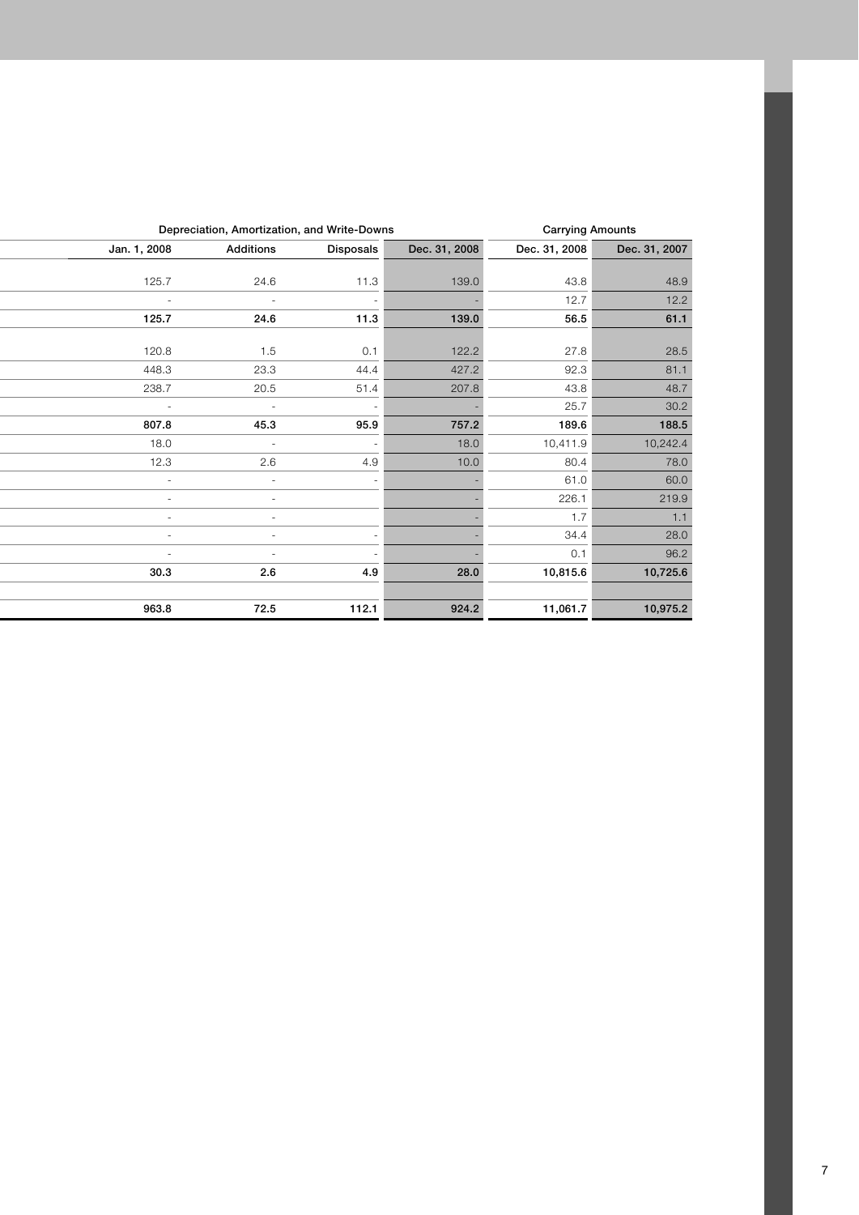| Depreciation, Amortization, and Write-Downs | | | | Carrying Amounts | |
|---|---|---|---|---|---|
| Jan. 1, 2008 | Additions | Disposals | Dec. 31, 2008 | Dec. 31, 2008 | Dec. 31, 2007 |
| | | | | | |
| 125.7 | 24.6 | 11.3 | 139.0 | 43.8 | 48.9 |
| - | - | - | - | 12.7 | 12.2 |
| **125.7** | **24.6** | **11.3** | **139.0** | **56.5** | **61.1** |
| | | | | | |
| 120.8 | 1.5 | 0.1 | 122.2 | 27.8 | 28.5 |
| 448.3 | 23.3 | 44.4 | 427.2 | 92.3 | 81.1 |
| 238.7 | 20.5 | 51.4 | 207.8 | 43.8 | 48.7 |
| - | - | - | - | 25.7 | 30.2 |
| **807.8** | **45.3** | **95.9** | **757.2** | **189.6** | **188.5** |
| 18.0 | - | - | 18.0 | 10,411.9 | 10,242.4 |
| 12.3 | 2.6 | 4.9 | 10.0 | 80.4 | 78.0 |
| - | - | - | - | 61.0 | 60.0 |
| - | - | | - | 226.1 | 219.9 |
| - | - | | - | 1.7 | 1.1 |
| - | - | - | - | 34.4 | 28.0 |
| - | - | - | - | 0.1 | 96.2 |
| **30.3** | **2.6** | **4.9** | **28.0** | **10,815.6** | **10,725.6** |
| | | | | | |
| **963.8** | **72.5** | **112.1** | **924.2** | **11,061.7** | **10,975.2** |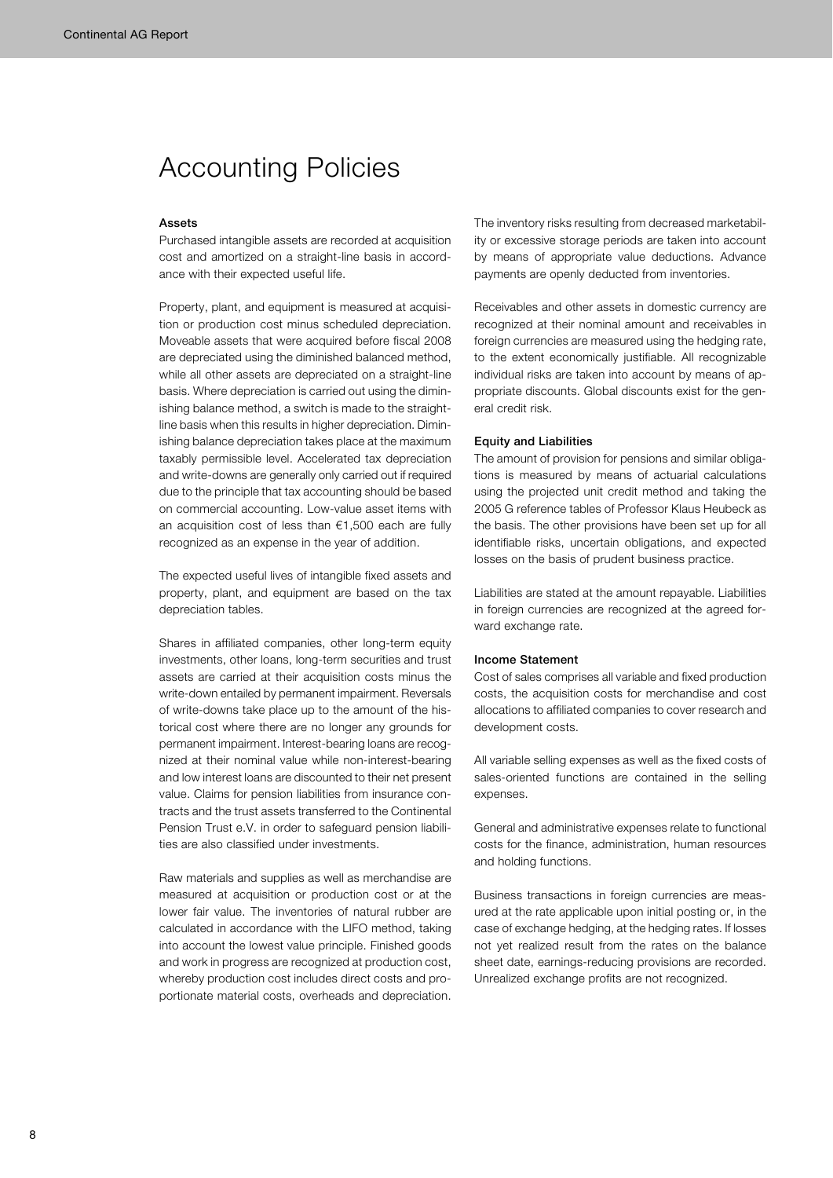# Accounting Policies

### Assets

Purchased intangible assets are recorded at acquisition cost and amortized on a straight-line basis in accordance with their expected useful life.

Property, plant, and equipment is measured at acquisition or production cost minus scheduled depreciation. Moveable assets that were acquired before fiscal 2008 are depreciated using the diminished balanced method, while all other assets are depreciated on a straight-line basis. Where depreciation is carried out using the diminishing balance method, a switch is made to the straight-line basis when this results in higher depreciation. Diminishing balance depreciation takes place at the maximum taxably permissible level. Accelerated tax depreciation and write-downs are generally only carried out if required due to the principle that tax accounting should be based on commercial accounting. Low-value asset items with an acquisition cost of less than €1,500 each are fully recognized as an expense in the year of addition.

The expected useful lives of intangible fixed assets and property, plant, and equipment are based on the tax depreciation tables.

Shares in affiliated companies, other long-term equity investments, other loans, long-term securities and trust assets are carried at their acquisition costs minus the write-down entailed by permanent impairment. Reversals of write-downs take place up to the amount of the historical cost where there are no longer any grounds for permanent impairment. Interest-bearing loans are recognized at their nominal value while non-interest-bearing and low interest loans are discounted to their net present value. Claims for pension liabilities from insurance contracts and the trust assets transferred to the Continental Pension Trust e.V. in order to safeguard pension liabilities are also classified under investments.

Raw materials and supplies as well as merchandise are measured at acquisition or production cost or at the lower fair value. The inventories of natural rubber are calculated in accordance with the LIFO method, taking into account the lowest value principle. Finished goods and work in progress are recognized at production cost, whereby production cost includes direct costs and proportionate material costs, overheads and depreciation. The inventory risks resulting from decreased marketability or excessive storage periods are taken into account by means of appropriate value deductions. Advance payments are openly deducted from inventories.

Receivables and other assets in domestic currency are recognized at their nominal amount and receivables in foreign currencies are measured using the hedging rate, to the extent economically justifiable. All recognizable individual risks are taken into account by means of appropriate discounts. Global discounts exist for the general credit risk.

### Equity and Liabilities

The amount of provision for pensions and similar obligations is measured by means of actuarial calculations using the projected unit credit method and taking the 2005 G reference tables of Professor Klaus Heubeck as the basis. The other provisions have been set up for all identifiable risks, uncertain obligations, and expected losses on the basis of prudent business practice.

Liabilities are stated at the amount repayable. Liabilities in foreign currencies are recognized at the agreed forward exchange rate.

### Income Statement

Cost of sales comprises all variable and fixed production costs, the acquisition costs for merchandise and cost allocations to affiliated companies to cover research and development costs.

All variable selling expenses as well as the fixed costs of sales-oriented functions are contained in the selling expenses.

General and administrative expenses relate to functional costs for the finance, administration, human resources and holding functions.

Business transactions in foreign currencies are measured at the rate applicable upon initial posting or, in the case of exchange hedging, at the hedging rates. If losses not yet realized result from the rates on the balance sheet date, earnings-reducing provisions are recorded. Unrealized exchange profits are not recognized.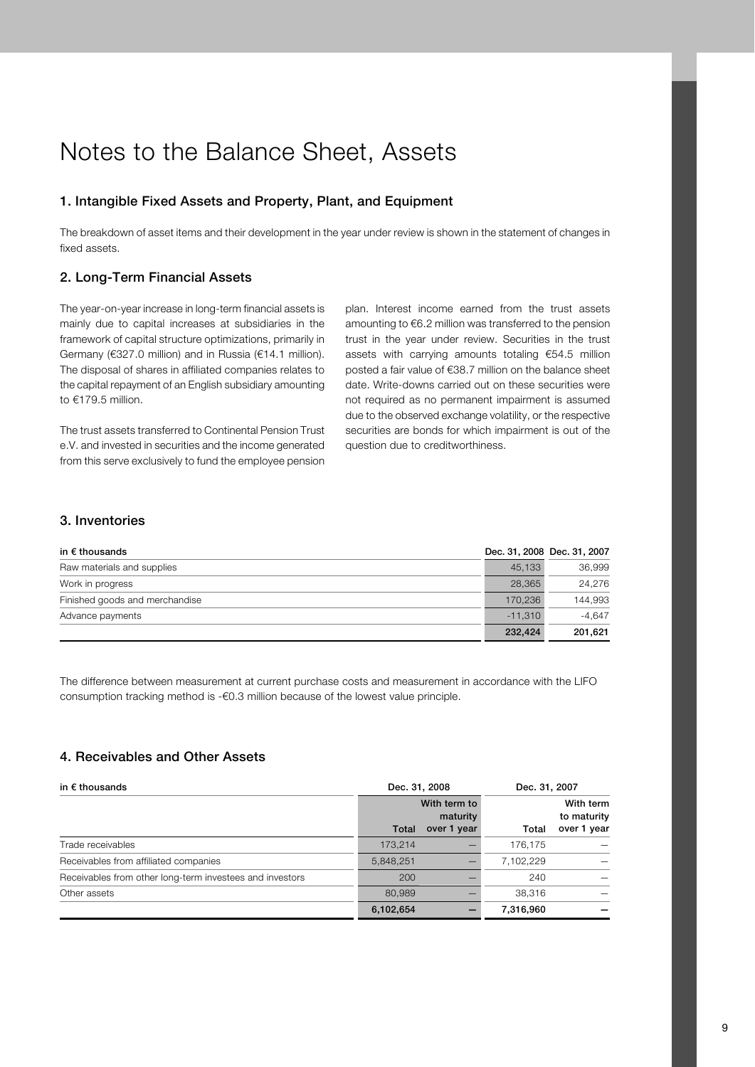# Notes to the Balance Sheet, Assets

## 1. Intangible Fixed Assets and Property, Plant, and Equipment

The breakdown of asset items and their development in the year under review is shown in the statement of changes in fixed assets.

## 2. Long-Term Financial Assets

The year-on-year increase in long-term financial assets is mainly due to capital increases at subsidiaries in the framework of capital structure optimizations, primarily in Germany (€327.0 million) and in Russia (€14.1 million). The disposal of shares in affiliated companies relates to the capital repayment of an English subsidiary amounting to €179.5 million.

The trust assets transferred to Continental Pension Trust e.V. and invested in securities and the income generated from this serve exclusively to fund the employee pension plan. Interest income earned from the trust assets amounting to €6.2 million was transferred to the pension trust in the year under review. Securities in the trust assets with carrying amounts totaling €54.5 million posted a fair value of €38.7 million on the balance sheet date. Write-downs carried out on these securities were not required as no permanent impairment is assumed due to the observed exchange volatility, or the respective securities are bonds for which impairment is out of the question due to creditworthiness.

## 3. Inventories

| in € thousands | Dec. 31, 2008 | Dec. 31, 2007 |
|---|---|---|
| Raw materials and supplies | 45,133 | 36,999 |
| Work in progress | 28,365 | 24,276 |
| Finished goods and merchandise | 170,236 | 144,993 |
| Advance payments | -11,310 | -4,647 |
| | **232,424** | **201,621** |

The difference between measurement at current purchase costs and measurement in accordance with the LIFO consumption tracking method is -€0.3 million because of the lowest value principle.

## 4. Receivables and Other Assets

| in € thousands | Dec. 31, 2008 | | Dec. 31, 2007 | |
|---|---|---|---|---|
| | Total | With term to maturity over 1 year | Total | With term to maturity over 1 year |
| Trade receivables | 173,214 | — | 176,175 | — |
| Receivables from affiliated companies | 5,848,251 | — | 7,102,229 | — |
| Receivables from other long-term investees and investors | 200 | — | 240 | — |
| Other assets | 80,989 | — | 38,316 | — |
| | **6,102,654** | **—** | **7,316,960** | **—** |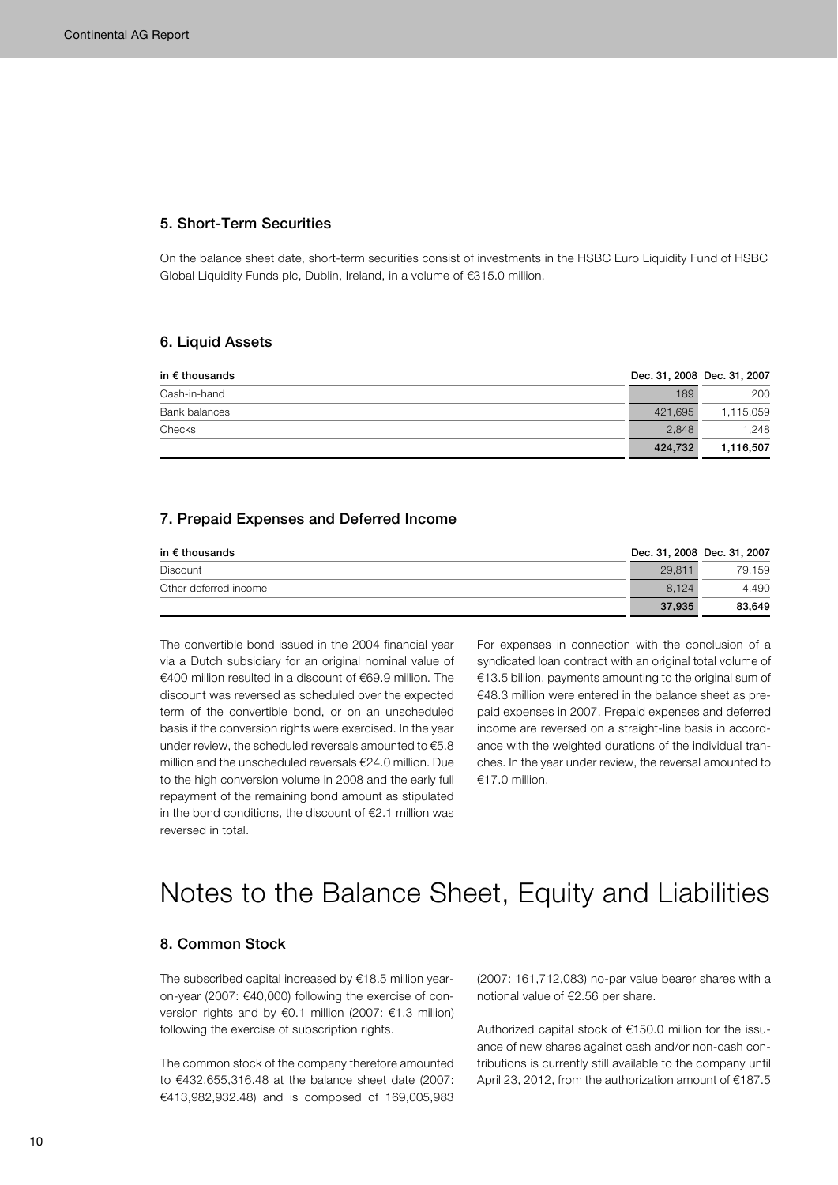## 5. Short-Term Securities

On the balance sheet date, short-term securities consist of investments in the HSBC Euro Liquidity Fund of HSBC Global Liquidity Funds plc, Dublin, Ireland, in a volume of €315.0 million.

## 6. Liquid Assets

| in € thousands | Dec. 31, 2008 | Dec. 31, 2007 |
|---|---|---|
| Cash-in-hand | 189 | 200 |
| Bank balances | 421,695 | 1,115,059 |
| Checks | 2,848 | 1,248 |
| | **424,732** | **1,116,507** |

## 7. Prepaid Expenses and Deferred Income

| in € thousands | Dec. 31, 2008 | Dec. 31, 2007 |
|---|---|---|
| Discount | 29,811 | 79,159 |
| Other deferred income | 8,124 | 4,490 |
| | **37,935** | **83,649** |

The convertible bond issued in the 2004 financial year via a Dutch subsidiary for an original nominal value of €400 million resulted in a discount of €69.9 million. The discount was reversed as scheduled over the expected term of the convertible bond, or on an unscheduled basis if the conversion rights were exercised. In the year under review, the scheduled reversals amounted to €5.8 million and the unscheduled reversals €24.0 million. Due to the high conversion volume in 2008 and the early full repayment of the remaining bond amount as stipulated in the bond conditions, the discount of €2.1 million was reversed in total.

For expenses in connection with the conclusion of a syndicated loan contract with an original total volume of €13.5 billion, payments amounting to the original sum of €48.3 million were entered in the balance sheet as prepaid expenses in 2007. Prepaid expenses and deferred income are reversed on a straight-line basis in accordance with the weighted durations of the individual tranches. In the year under review, the reversal amounted to €17.0 million.

# Notes to the Balance Sheet, Equity and Liabilities

## 8. Common Stock

The subscribed capital increased by €18.5 million year-on-year (2007: €40,000) following the exercise of conversion rights and by €0.1 million (2007: €1.3 million) following the exercise of subscription rights.

The common stock of the company therefore amounted to €432,655,316.48 at the balance sheet date (2007: €413,982,932.48) and is composed of 169,005,983 (2007: 161,712,083) no-par value bearer shares with a notional value of €2.56 per share.

Authorized capital stock of €150.0 million for the issuance of new shares against cash and/or non-cash contributions is currently still available to the company until April 23, 2012, from the authorization amount of €187.5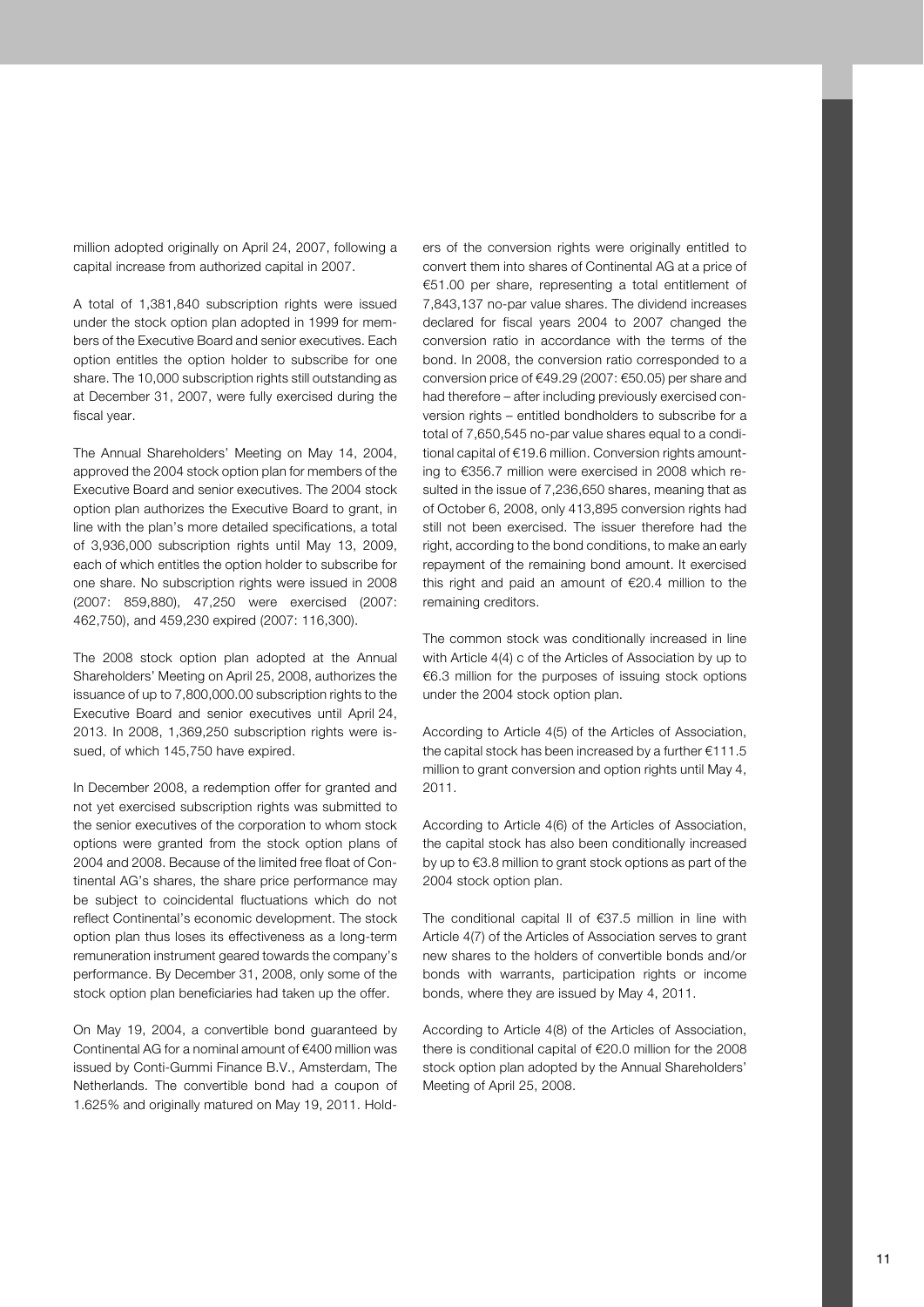million adopted originally on April 24, 2007, following a capital increase from authorized capital in 2007.

A total of 1,381,840 subscription rights were issued under the stock option plan adopted in 1999 for members of the Executive Board and senior executives. Each option entitles the option holder to subscribe for one share. The 10,000 subscription rights still outstanding as at December 31, 2007, were fully exercised during the fiscal year.

The Annual Shareholders' Meeting on May 14, 2004, approved the 2004 stock option plan for members of the Executive Board and senior executives. The 2004 stock option plan authorizes the Executive Board to grant, in line with the plan's more detailed specifications, a total of 3,936,000 subscription rights until May 13, 2009, each of which entitles the option holder to subscribe for one share. No subscription rights were issued in 2008 (2007: 859,880), 47,250 were exercised (2007: 462,750), and 459,230 expired (2007: 116,300).

The 2008 stock option plan adopted at the Annual Shareholders' Meeting on April 25, 2008, authorizes the issuance of up to 7,800,000.00 subscription rights to the Executive Board and senior executives until April 24, 2013. In 2008, 1,369,250 subscription rights were issued, of which 145,750 have expired.

In December 2008, a redemption offer for granted and not yet exercised subscription rights was submitted to the senior executives of the corporation to whom stock options were granted from the stock option plans of 2004 and 2008. Because of the limited free float of Continental AG's shares, the share price performance may be subject to coincidental fluctuations which do not reflect Continental's economic development. The stock option plan thus loses its effectiveness as a long-term remuneration instrument geared towards the company's performance. By December 31, 2008, only some of the stock option plan beneficiaries had taken up the offer.

On May 19, 2004, a convertible bond guaranteed by Continental AG for a nominal amount of €400 million was issued by Conti-Gummi Finance B.V., Amsterdam, The Netherlands. The convertible bond had a coupon of 1.625% and originally matured on May 19, 2011. Holders of the conversion rights were originally entitled to convert them into shares of Continental AG at a price of €51.00 per share, representing a total entitlement of 7,843,137 no-par value shares. The dividend increases declared for fiscal years 2004 to 2007 changed the conversion ratio in accordance with the terms of the bond. In 2008, the conversion ratio corresponded to a conversion price of €49.29 (2007: €50.05) per share and had therefore – after including previously exercised conversion rights – entitled bondholders to subscribe for a total of 7,650,545 no-par value shares equal to a conditional capital of €19.6 million. Conversion rights amounting to €356.7 million were exercised in 2008 which resulted in the issue of 7,236,650 shares, meaning that as of October 6, 2008, only 413,895 conversion rights had still not been exercised. The issuer therefore had the right, according to the bond conditions, to make an early repayment of the remaining bond amount. It exercised this right and paid an amount of €20.4 million to the remaining creditors.

The common stock was conditionally increased in line with Article 4(4) c of the Articles of Association by up to €6.3 million for the purposes of issuing stock options under the 2004 stock option plan.

According to Article 4(5) of the Articles of Association, the capital stock has been increased by a further €111.5 million to grant conversion and option rights until May 4, 2011.

According to Article 4(6) of the Articles of Association, the capital stock has also been conditionally increased by up to €3.8 million to grant stock options as part of the 2004 stock option plan.

The conditional capital II of €37.5 million in line with Article 4(7) of the Articles of Association serves to grant new shares to the holders of convertible bonds and/or bonds with warrants, participation rights or income bonds, where they are issued by May 4, 2011.

According to Article 4(8) of the Articles of Association, there is conditional capital of €20.0 million for the 2008 stock option plan adopted by the Annual Shareholders' Meeting of April 25, 2008.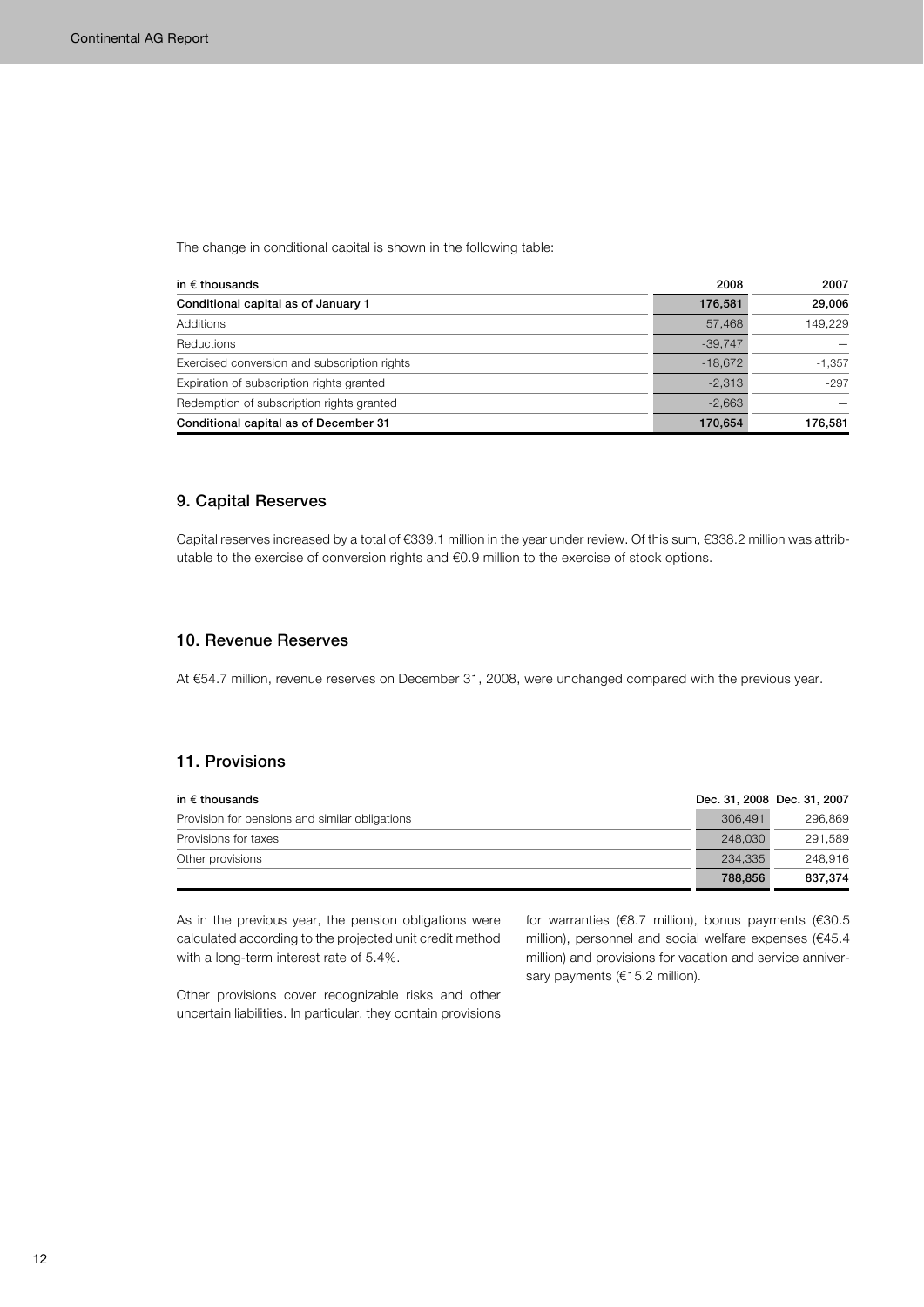The change in conditional capital is shown in the following table:

| in € thousands | 2008 | 2007 |
|---|---|---|
| **Conditional capital as of January 1** | **176,581** | **29,006** |
| Additions | 57,468 | 149,229 |
| Reductions | -39,747 | — |
| Exercised conversion and subscription rights | -18,672 | -1,357 |
| Expiration of subscription rights granted | -2,313 | -297 |
| Redemption of subscription rights granted | -2,663 | — |
| **Conditional capital as of December 31** | **170,654** | **176,581** |

## 9. Capital Reserves

Capital reserves increased by a total of €339.1 million in the year under review. Of this sum, €338.2 million was attributable to the exercise of conversion rights and €0.9 million to the exercise of stock options.

## 10. Revenue Reserves

At €54.7 million, revenue reserves on December 31, 2008, were unchanged compared with the previous year.

## 11. Provisions

| in € thousands | Dec. 31, 2008 | Dec. 31, 2007 |
|---|---|---|
| Provision for pensions and similar obligations | 306,491 | 296,869 |
| Provisions for taxes | 248,030 | 291,589 |
| Other provisions | 234,335 | 248,916 |
| | **788,856** | **837,374** |

As in the previous year, the pension obligations were calculated according to the projected unit credit method with a long-term interest rate of 5.4%.

Other provisions cover recognizable risks and other uncertain liabilities. In particular, they contain provisions for warranties (€8.7 million), bonus payments (€30.5 million), personnel and social welfare expenses (€45.4 million) and provisions for vacation and service anniversary payments (€15.2 million).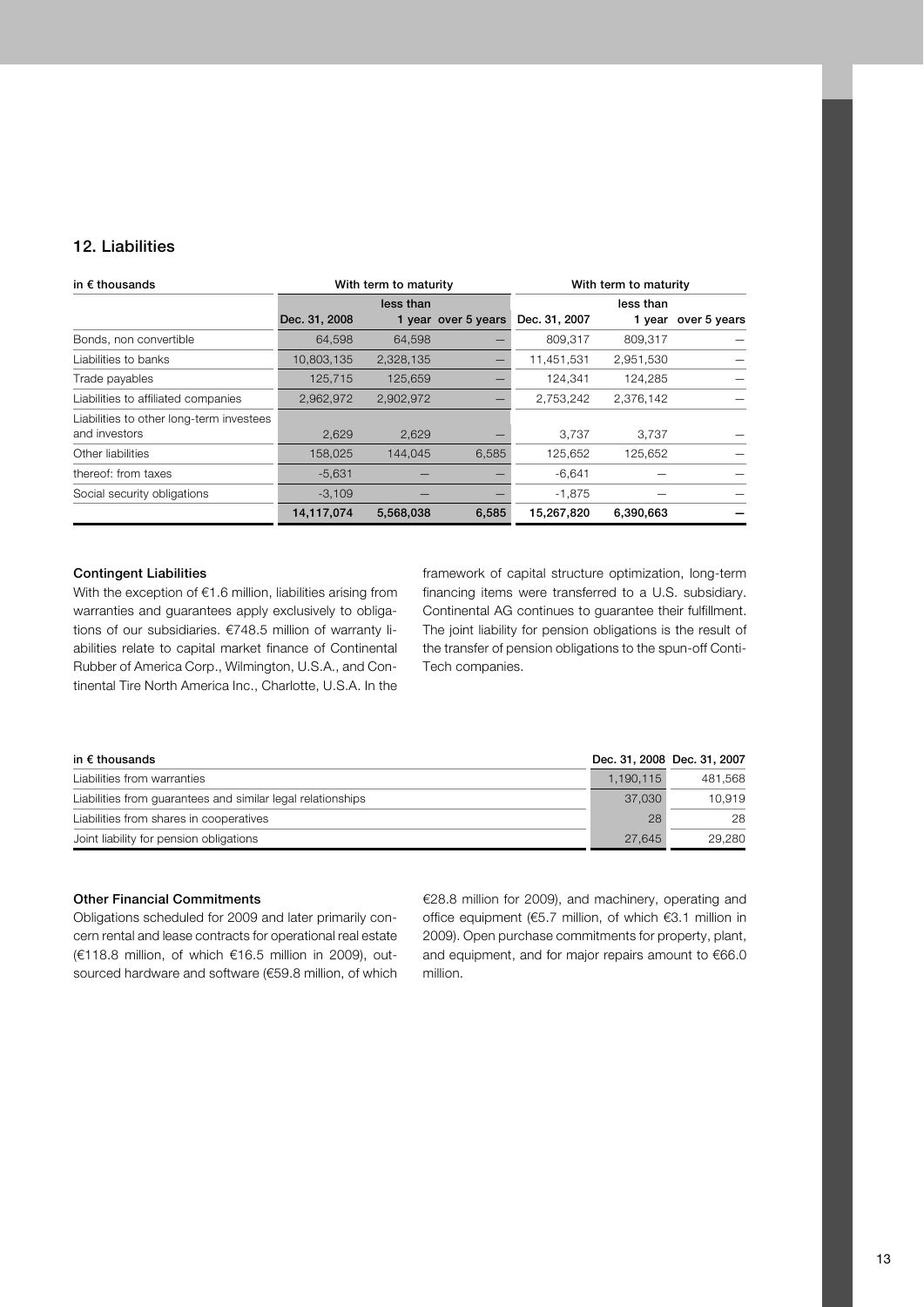## 12. Liabilities

| in € thousands | With term to maturity | | | With term to maturity | | |
|---|---|---|---|---|---|---|
| | Dec. 31, 2008 | less than 1 year | over 5 years | Dec. 31, 2007 | less than 1 year | over 5 years |
| Bonds, non convertible | 64,598 | 64,598 | — | 809,317 | 809,317 | — |
| Liabilities to banks | 10,803,135 | 2,328,135 | — | 11,451,531 | 2,951,530 | — |
| Trade payables | 125,715 | 125,659 | — | 124,341 | 124,285 | — |
| Liabilities to affiliated companies | 2,962,972 | 2,902,972 | — | 2,753,242 | 2,376,142 | — |
| Liabilities to other long-term investees and investors | 2,629 | 2,629 | — | 3,737 | 3,737 | — |
| Other liabilities | 158,025 | 144,045 | 6,585 | 125,652 | 125,652 | — |
| thereof: from taxes | -5,631 | — | — | -6,641 | — | — |
| Social security obligations | -3,109 | — | — | -1,875 | — | — |
| | **14,117,074** | **5,568,038** | **6,585** | **15,267,820** | **6,390,663** | **—** |

### Contingent Liabilities

With the exception of €1.6 million, liabilities arising from warranties and guarantees apply exclusively to obligations of our subsidiaries. €748.5 million of warranty liabilities relate to capital market finance of Continental Rubber of America Corp., Wilmington, U.S.A., and Continental Tire North America Inc., Charlotte, U.S.A. In the framework of capital structure optimization, long-term financing items were transferred to a U.S. subsidiary. Continental AG continues to guarantee their fulfillment. The joint liability for pension obligations is the result of the transfer of pension obligations to the spun-off ContiTech companies.

| in € thousands | Dec. 31, 2008 | Dec. 31, 2007 |
|---|---|---|
| Liabilities from warranties | 1,190,115 | 481,568 |
| Liabilities from guarantees and similar legal relationships | 37,030 | 10,919 |
| Liabilities from shares in cooperatives | 28 | 28 |
| Joint liability for pension obligations | 27,645 | 29,280 |

### Other Financial Commitments

Obligations scheduled for 2009 and later primarily concern rental and lease contracts for operational real estate (€118.8 million, of which €16.5 million in 2009), outsourced hardware and software (€59.8 million, of which €28.8 million for 2009), and machinery, operating and office equipment (€5.7 million, of which €3.1 million in 2009). Open purchase commitments for property, plant, and equipment, and for major repairs amount to €66.0 million.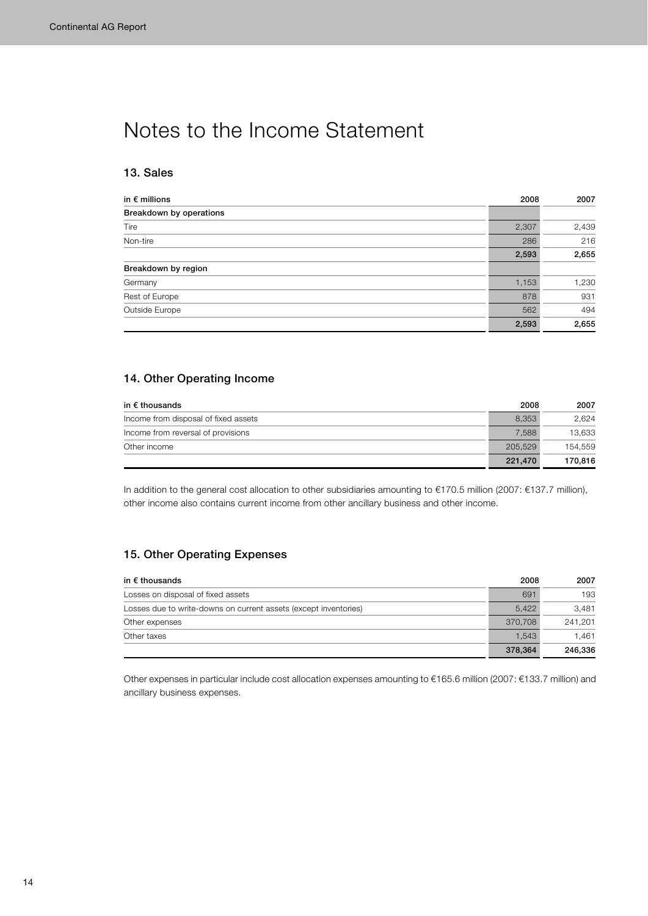# Notes to the Income Statement

## 13. Sales

| in € millions | 2008 | 2007 |
|---|---|---|
| **Breakdown by operations** | | |
| Tire | 2,307 | 2,439 |
| Non-tire | 286 | 216 |
| | **2,593** | **2,655** |
| **Breakdown by region** | | |
| Germany | 1,153 | 1,230 |
| Rest of Europe | 878 | 931 |
| Outside Europe | 562 | 494 |
| | **2,593** | **2,655** |

## 14. Other Operating Income

| in € thousands | 2008 | 2007 |
|---|---|---|
| Income from disposal of fixed assets | 8,353 | 2,624 |
| Income from reversal of provisions | 7,588 | 13,633 |
| Other income | 205,529 | 154,559 |
| | **221,470** | **170,816** |

In addition to the general cost allocation to other subsidiaries amounting to €170.5 million (2007: €137.7 million), other income also contains current income from other ancillary business and other income.

## 15. Other Operating Expenses

| in € thousands | 2008 | 2007 |
|---|---|---|
| Losses on disposal of fixed assets | 691 | 193 |
| Losses due to write-downs on current assets (except inventories) | 5,422 | 3,481 |
| Other expenses | 370,708 | 241,201 |
| Other taxes | 1,543 | 1,461 |
| | **378,364** | **246,336** |

Other expenses in particular include cost allocation expenses amounting to €165.6 million (2007: €133.7 million) and ancillary business expenses.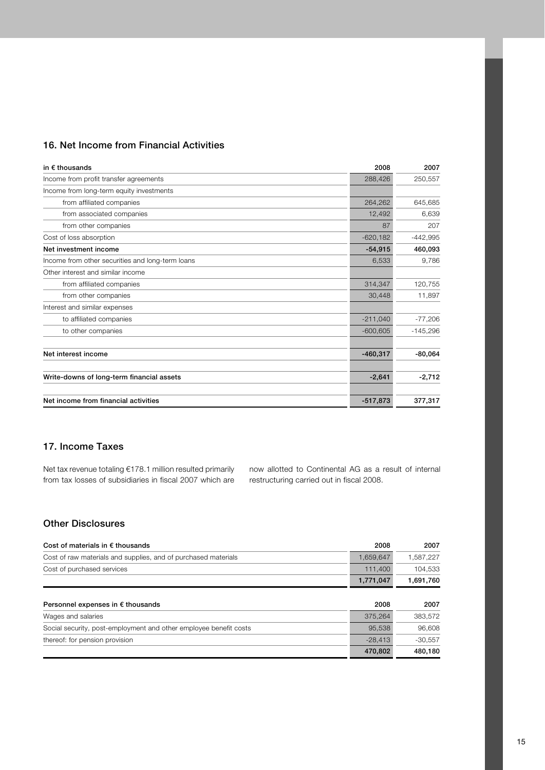## 16. Net Income from Financial Activities

| in € thousands | 2008 | 2007 |
|---|---|---|
| Income from profit transfer agreements | 288,426 | 250,557 |
| Income from long-term equity investments | | |
| from affiliated companies | 264,262 | 645,685 |
| from associated companies | 12,492 | 6,639 |
| from other companies | 87 | 207 |
| Cost of loss absorption | -620,182 | -442,995 |
| **Net investment income** | **-54,915** | **460,093** |
| Income from other securities and long-term loans | 6,533 | 9,786 |
| Other interest and similar income | | |
| from affiliated companies | 314,347 | 120,755 |
| from other companies | 30,448 | 11,897 |
| Interest and similar expenses | | |
| to affiliated companies | -211,040 | -77,206 |
| to other companies | -600,605 | -145,296 |
| **Net interest income** | **-460,317** | **-80,064** |
| **Write-downs of long-term financial assets** | **-2,641** | **-2,712** |
| **Net income from financial activities** | **-517,873** | **377,317** |

## 17. Income Taxes

Net tax revenue totaling €178.1 million resulted primarily from tax losses of subsidiaries in fiscal 2007 which are now allotted to Continental AG as a result of internal restructuring carried out in fiscal 2008.

## Other Disclosures

| Cost of materials in € thousands | 2008 | 2007 |
|---|---|---|
| Cost of raw materials and supplies, and of purchased materials | 1,659,647 | 1,587,227 |
| Cost of purchased services | 111,400 | 104,533 |
| | **1,771,047** | **1,691,760** |

| Personnel expenses in € thousands | 2008 | 2007 |
|---|---|---|
| Wages and salaries | 375,264 | 383,572 |
| Social security, post-employment and other employee benefit costs | 95,538 | 96,608 |
| thereof: for pension provision | -28,413 | -30,557 |
| | **470,802** | **480,180** |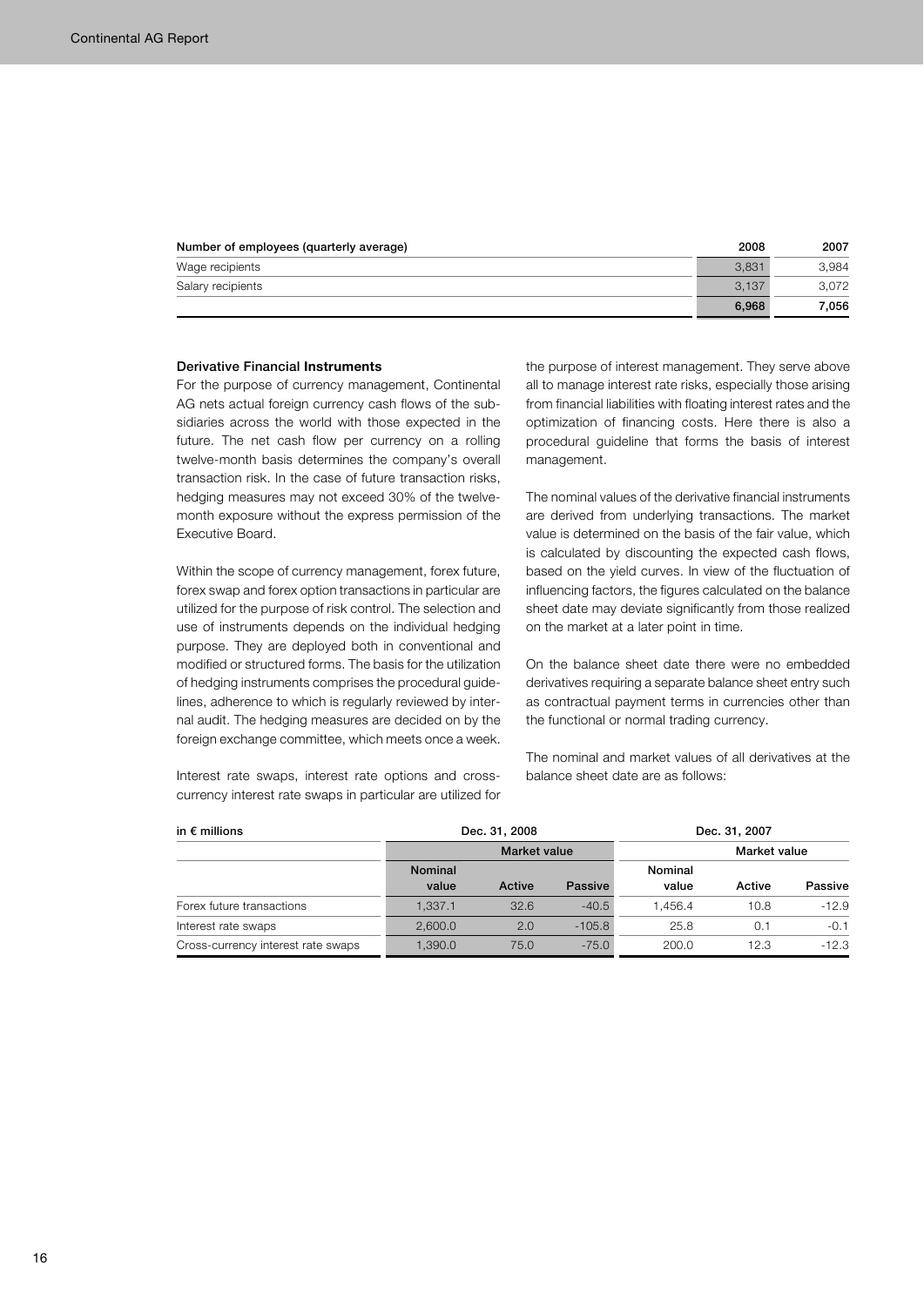| Number of employees (quarterly average) | 2008 | 2007 |
|---|---|---|
| Wage recipients | 3,831 | 3,984 |
| Salary recipients | 3,137 | 3,072 |
| | **6,968** | **7,056** |

### Derivative Financial Instruments

For the purpose of currency management, Continental AG nets actual foreign currency cash flows of the subsidiaries across the world with those expected in the future. The net cash flow per currency on a rolling twelve-month basis determines the company's overall transaction risk. In the case of future transaction risks, hedging measures may not exceed 30% of the twelve-month exposure without the express permission of the Executive Board.

Within the scope of currency management, forex future, forex swap and forex option transactions in particular are utilized for the purpose of risk control. The selection and use of instruments depends on the individual hedging purpose. They are deployed both in conventional and modified or structured forms. The basis for the utilization of hedging instruments comprises the procedural guidelines, adherence to which is regularly reviewed by internal audit. The hedging measures are decided on by the foreign exchange committee, which meets once a week.

Interest rate swaps, interest rate options and cross-currency interest rate swaps in particular are utilized for the purpose of interest management. They serve above all to manage interest rate risks, especially those arising from financial liabilities with floating interest rates and the optimization of financing costs. Here there is also a procedural guideline that forms the basis of interest management.

The nominal values of the derivative financial instruments are derived from underlying transactions. The market value is determined on the basis of the fair value, which is calculated by discounting the expected cash flows, based on the yield curves. In view of the fluctuation of influencing factors, the figures calculated on the balance sheet date may deviate significantly from those realized on the market at a later point in time.

On the balance sheet date there were no embedded derivatives requiring a separate balance sheet entry such as contractual payment terms in currencies other than the functional or normal trading currency.

The nominal and market values of all derivatives at the balance sheet date are as follows:

| in € millions | Dec. 31, 2008 | | | Dec. 31, 2007 | | |
|---|---|---|---|---|---|---|
| | | Market value | | | Market value | |
| | Nominal value | Active | Passive | Nominal value | Active | Passive |
| Forex future transactions | 1,337.1 | 32.6 | -40.5 | 1,456.4 | 10.8 | -12.9 |
| Interest rate swaps | 2,600.0 | 2.0 | -105.8 | 25.8 | 0.1 | -0.1 |
| Cross-currency interest rate swaps | 1,390.0 | 75.0 | -75.0 | 200.0 | 12.3 | -12.3 |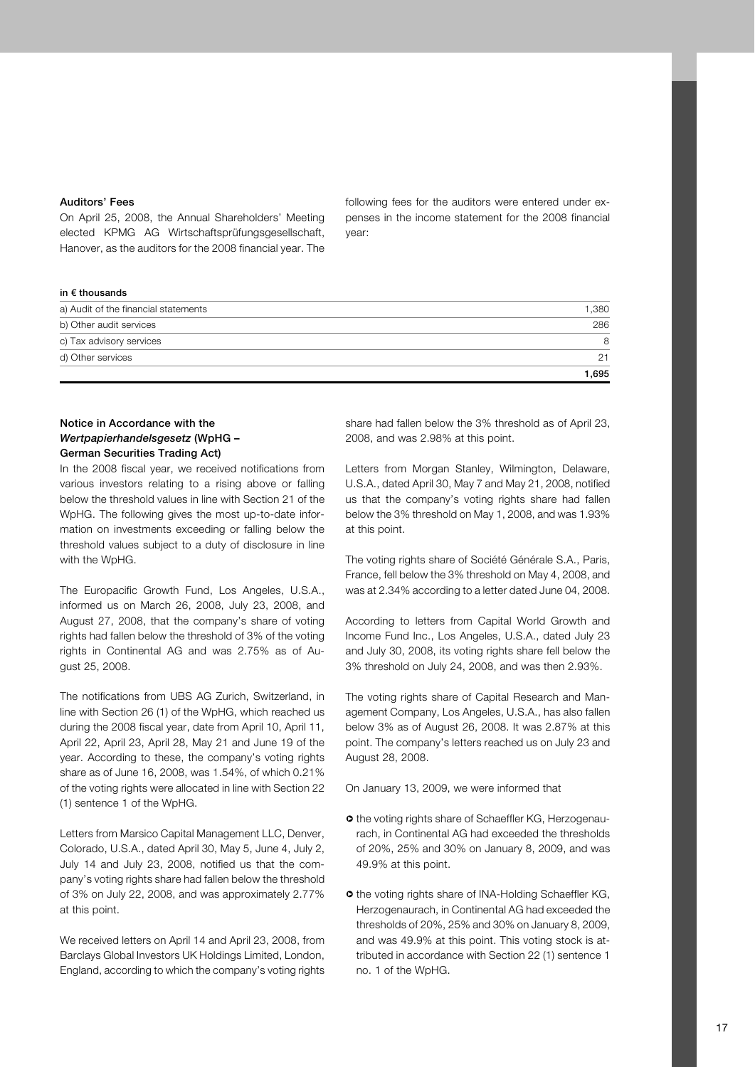### Auditors' Fees

On April 25, 2008, the Annual Shareholders' Meeting elected KPMG AG Wirtschaftsprüfungsgesellschaft, Hanover, as the auditors for the 2008 financial year. The following fees for the auditors were entered under expenses in the income statement for the 2008 financial year:

| in € thousands | |
|---|---|
| a) Audit of the financial statements | 1,380 |
| b) Other audit services | 286 |
| c) Tax advisory services | 8 |
| d) Other services | 21 |
| | **1,695** |

### Notice in Accordance with the *Wertpapierhandelsgesetz* (WpHG – German Securities Trading Act)

In the 2008 fiscal year, we received notifications from various investors relating to a rising above or falling below the threshold values in line with Section 21 of the WpHG. The following gives the most up-to-date information on investments exceeding or falling below the threshold values subject to a duty of disclosure in line with the WpHG.

The Europacific Growth Fund, Los Angeles, U.S.A., informed us on March 26, 2008, July 23, 2008, and August 27, 2008, that the company's share of voting rights had fallen below the threshold of 3% of the voting rights in Continental AG and was 2.75% as of August 25, 2008.

The notifications from UBS AG Zurich, Switzerland, in line with Section 26 (1) of the WpHG, which reached us during the 2008 fiscal year, date from April 10, April 11, April 22, April 23, April 28, May 21 and June 19 of the year. According to these, the company's voting rights share as of June 16, 2008, was 1.54%, of which 0.21% of the voting rights were allocated in line with Section 22 (1) sentence 1 of the WpHG.

Letters from Marsico Capital Management LLC, Denver, Colorado, U.S.A., dated April 30, May 5, June 4, July 2, July 14 and July 23, 2008, notified us that the company's voting rights share had fallen below the threshold of 3% on July 22, 2008, and was approximately 2.77% at this point.

We received letters on April 14 and April 23, 2008, from Barclays Global Investors UK Holdings Limited, London, England, according to which the company's voting rights share had fallen below the 3% threshold as of April 23, 2008, and was 2.98% at this point.

Letters from Morgan Stanley, Wilmington, Delaware, U.S.A., dated April 30, May 7 and May 21, 2008, notified us that the company's voting rights share had fallen below the 3% threshold on May 1, 2008, and was 1.93% at this point.

The voting rights share of Société Générale S.A., Paris, France, fell below the 3% threshold on May 4, 2008, and was at 2.34% according to a letter dated June 04, 2008.

According to letters from Capital World Growth and Income Fund Inc., Los Angeles, U.S.A., dated July 23 and July 30, 2008, its voting rights share fell below the 3% threshold on July 24, 2008, and was then 2.93%.

The voting rights share of Capital Research and Management Company, Los Angeles, U.S.A., has also fallen below 3% as of August 26, 2008. It was 2.87% at this point. The company's letters reached us on July 23 and August 28, 2008.

On January 13, 2009, we were informed that

- the voting rights share of Schaeffler KG, Herzogenaurach, in Continental AG had exceeded the thresholds of 20%, 25% and 30% on January 8, 2009, and was 49.9% at this point.
- the voting rights share of INA-Holding Schaeffler KG, Herzogenaurach, in Continental AG had exceeded the thresholds of 20%, 25% and 30% on January 8, 2009, and was 49.9% at this point. This voting stock is attributed in accordance with Section 22 (1) sentence 1 no. 1 of the WpHG.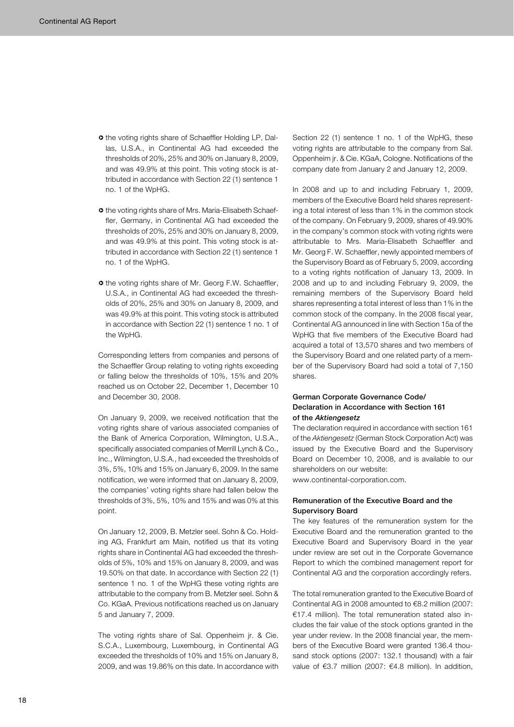- the voting rights share of Schaeffler Holding LP, Dallas, U.S.A., in Continental AG had exceeded the thresholds of 20%, 25% and 30% on January 8, 2009, and was 49.9% at this point. This voting stock is attributed in accordance with Section 22 (1) sentence 1 no. 1 of the WpHG.
- the voting rights share of Mrs. Maria-Elisabeth Schaeffler, Germany, in Continental AG had exceeded the thresholds of 20%, 25% and 30% on January 8, 2009, and was 49.9% at this point. This voting stock is attributed in accordance with Section 22 (1) sentence 1 no. 1 of the WpHG.
- the voting rights share of Mr. Georg F.W. Schaeffler, U.S.A., in Continental AG had exceeded the thresholds of 20%, 25% and 30% on January 8, 2009, and was 49.9% at this point. This voting stock is attributed in accordance with Section 22 (1) sentence 1 no. 1 of the WpHG.

Corresponding letters from companies and persons of the Schaeffler Group relating to voting rights exceeding or falling below the thresholds of 10%, 15% and 20% reached us on October 22, December 1, December 10 and December 30, 2008.

On January 9, 2009, we received notification that the voting rights share of various associated companies of the Bank of America Corporation, Wilmington, U.S.A., specifically associated companies of Merrill Lynch & Co., Inc., Wilmington, U.S.A., had exceeded the thresholds of 3%, 5%, 10% and 15% on January 6, 2009. In the same notification, we were informed that on January 8, 2009, the companies' voting rights share had fallen below the thresholds of 3%, 5%, 10% and 15% and was 0% at this point.

On January 12, 2009, B. Metzler seel. Sohn & Co. Holding AG, Frankfurt am Main, notified us that its voting rights share in Continental AG had exceeded the thresholds of 5%, 10% and 15% on January 8, 2009, and was 19.50% on that date. In accordance with Section 22 (1) sentence 1 no. 1 of the WpHG these voting rights are attributable to the company from B. Metzler seel. Sohn & Co. KGaA. Previous notifications reached us on January 5 and January 7, 2009.

The voting rights share of Sal. Oppenheim jr. & Cie. S.C.A., Luxembourg, Luxembourg, in Continental AG exceeded the thresholds of 10% and 15% on January 8, 2009, and was 19.86% on this date. In accordance with Section 22 (1) sentence 1 no. 1 of the WpHG, these voting rights are attributable to the company from Sal. Oppenheim jr. & Cie. KGaA, Cologne. Notifications of the company date from January 2 and January 12, 2009.

In 2008 and up to and including February 1, 2009, members of the Executive Board held shares representing a total interest of less than 1% in the common stock of the company. On February 9, 2009, shares of 49.90% in the company's common stock with voting rights were attributable to Mrs. Maria-Elisabeth Schaeffler and Mr. Georg F. W. Schaeffler, newly appointed members of the Supervisory Board as of February 5, 2009, according to a voting rights notification of January 13, 2009. In 2008 and up to and including February 9, 2009, the remaining members of the Supervisory Board held shares representing a total interest of less than 1% in the common stock of the company. In the 2008 fiscal year, Continental AG announced in line with Section 15a of the WpHG that five members of the Executive Board had acquired a total of 13,570 shares and two members of the Supervisory Board and one related party of a member of the Supervisory Board had sold a total of 7,150 shares.

### German Corporate Governance Code/ Declaration in Accordance with Section 161 of the *Aktiengesetz*

The declaration required in accordance with section 161 of the *Aktiengesetz* (German Stock Corporation Act) was issued by the Executive Board and the Supervisory Board on December 10, 2008, and is available to our shareholders on our website: www.continental-corporation.com.

### Remuneration of the Executive Board and the Supervisory Board

The key features of the remuneration system for the Executive Board and the remuneration granted to the Executive Board and Supervisory Board in the year under review are set out in the Corporate Governance Report to which the combined management report for Continental AG and the corporation accordingly refers.

The total remuneration granted to the Executive Board of Continental AG in 2008 amounted to €8.2 million (2007: €17.4 million). The total remuneration stated also includes the fair value of the stock options granted in the year under review. In the 2008 financial year, the members of the Executive Board were granted 136.4 thousand stock options (2007: 132.1 thousand) with a fair value of €3.7 million (2007: €4.8 million). In addition,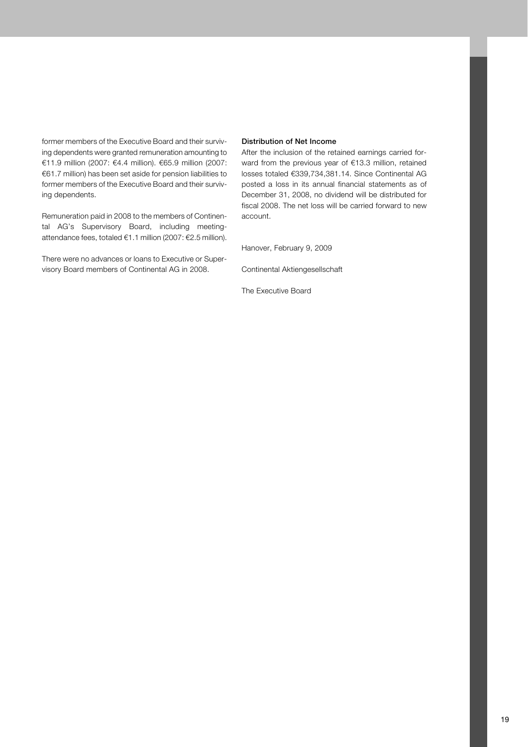former members of the Executive Board and their surviving dependents were granted remuneration amounting to €11.9 million (2007: €4.4 million). €65.9 million (2007: €61.7 million) has been set aside for pension liabilities to former members of the Executive Board and their surviving dependents.

Remuneration paid in 2008 to the members of Continental AG's Supervisory Board, including meeting-attendance fees, totaled €1.1 million (2007: €2.5 million).

There were no advances or loans to Executive or Supervisory Board members of Continental AG in 2008.

**Distribution of Net Income**

After the inclusion of the retained earnings carried forward from the previous year of €13.3 million, retained losses totaled €339,734,381.14. Since Continental AG posted a loss in its annual financial statements as of December 31, 2008, no dividend will be distributed for fiscal 2008. The net loss will be carried forward to new account.

Hanover, February 9, 2009

Continental Aktiengesellschaft

The Executive Board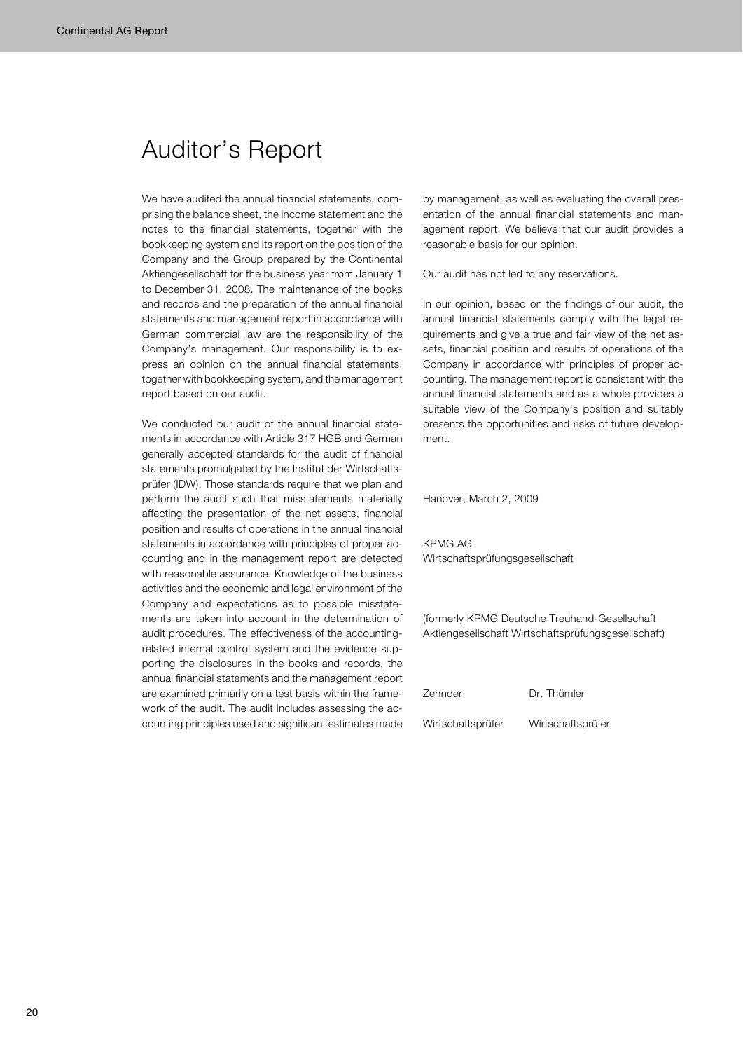# Auditor's Report

We have audited the annual financial statements, comprising the balance sheet, the income statement and the notes to the financial statements, together with the bookkeeping system and its report on the position of the Company and the Group prepared by the Continental Aktiengesellschaft for the business year from January 1 to December 31, 2008. The maintenance of the books and records and the preparation of the annual financial statements and management report in accordance with German commercial law are the responsibility of the Company's management. Our responsibility is to express an opinion on the annual financial statements, together with bookkeeping system, and the management report based on our audit.

We conducted our audit of the annual financial statements in accordance with Article 317 HGB and German generally accepted standards for the audit of financial statements promulgated by the Institut der Wirtschaftsprüfer (IDW). Those standards require that we plan and perform the audit such that misstatements materially affecting the presentation of the net assets, financial position and results of operations in the annual financial statements in accordance with principles of proper accounting and in the management report are detected with reasonable assurance. Knowledge of the business activities and the economic and legal environment of the Company and expectations as to possible misstatements are taken into account in the determination of audit procedures. The effectiveness of the accounting-related internal control system and the evidence supporting the disclosures in the books and records, the annual financial statements and the management report are examined primarily on a test basis within the framework of the audit. The audit includes assessing the accounting principles used and significant estimates made by management, as well as evaluating the overall presentation of the annual financial statements and management report. We believe that our audit provides a reasonable basis for our opinion.

Our audit has not led to any reservations.

In our opinion, based on the findings of our audit, the annual financial statements comply with the legal requirements and give a true and fair view of the net assets, financial position and results of operations of the Company in accordance with principles of proper accounting. The management report is consistent with the annual financial statements and as a whole provides a suitable view of the Company's position and suitably presents the opportunities and risks of future development.

Hanover, March 2, 2009

KPMG AG
Wirtschaftsprüfungsgesellschaft

(formerly KPMG Deutsche Treuhand-Gesellschaft Aktiengesellschaft Wirtschaftsprüfungsgesellschaft)

| Zehnder | Dr. Thümler |
|---|---|
| Wirtschaftsprüfer | Wirtschaftsprüfer |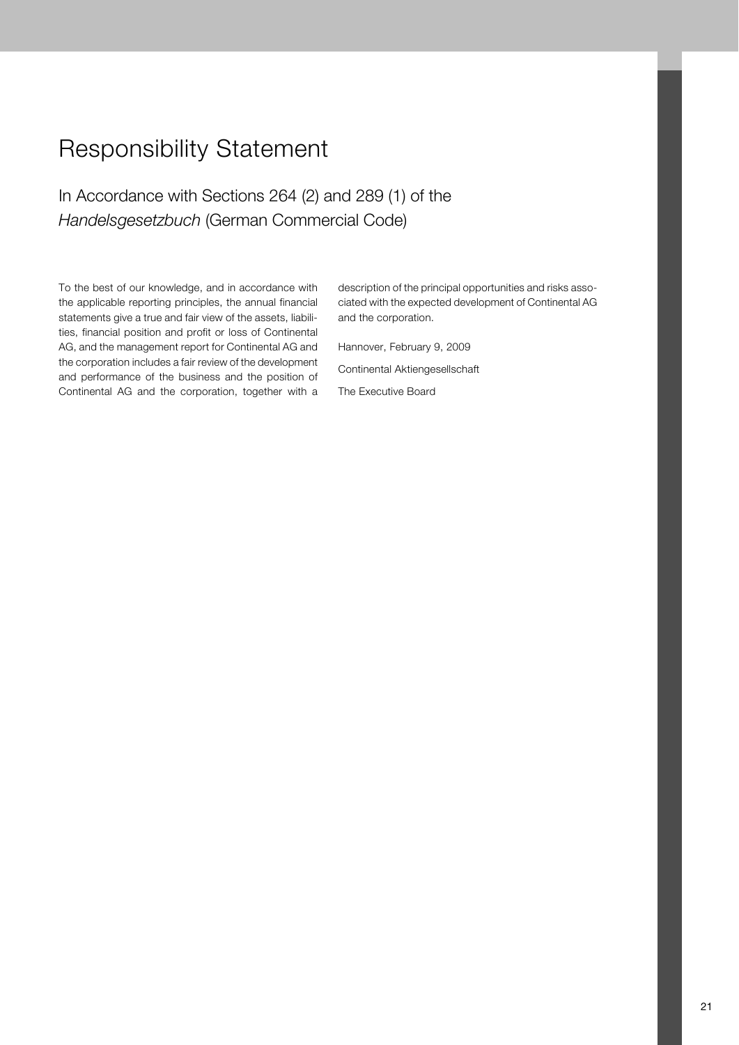# Responsibility Statement

## In Accordance with Sections 264 (2) and 289 (1) of the *Handelsgesetzbuch* (German Commercial Code)

To the best of our knowledge, and in accordance with the applicable reporting principles, the annual financial statements give a true and fair view of the assets, liabilities, financial position and profit or loss of Continental AG, and the management report for Continental AG and the corporation includes a fair review of the development and performance of the business and the position of Continental AG and the corporation, together with a description of the principal opportunities and risks associated with the expected development of Continental AG and the corporation.

Hannover, February 9, 2009

Continental Aktiengesellschaft

The Executive Board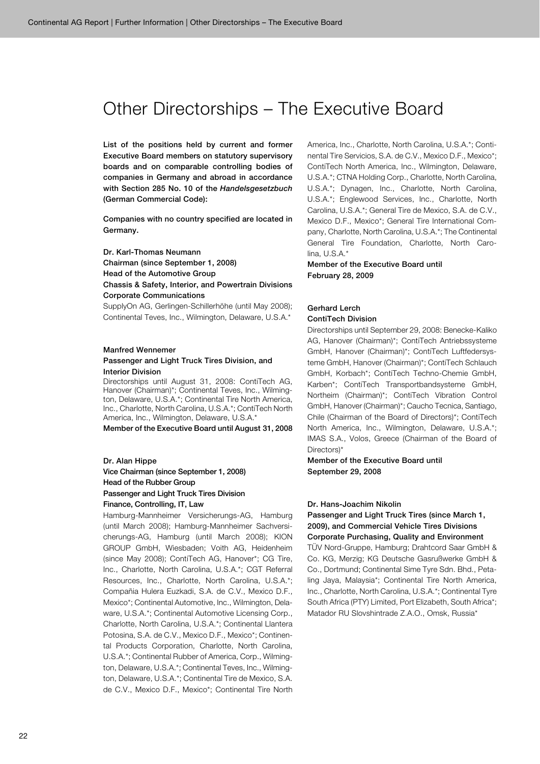# Other Directorships – The Executive Board

**List of the positions held by current and former Executive Board members on statutory supervisory boards and on comparable controlling bodies of companies in Germany and abroad in accordance with Section 285 No. 10 of the *Handelsgesetzbuch* (German Commercial Code):**

**Companies with no country specified are located in Germany.**

**Dr. Karl-Thomas Neumann**
**Chairman (since September 1, 2008)**
**Head of the Automotive Group**
**Chassis & Safety, Interior, and Powertrain Divisions**
**Corporate Communications**

SupplyOn AG, Gerlingen-Schillerhöhe (until May 2008); Continental Teves, Inc., Wilmington, Delaware, U.S.A.*

**Manfred Wennemer**
**Passenger and Light Truck Tires Division, and Interior Division**

Directorships until August 31, 2008: ContiTech AG, Hanover (Chairman)*; Continental Teves, Inc., Wilmington, Delaware, U.S.A.*; Continental Tire North America, Inc., Charlotte, North Carolina, U.S.A.*; ContiTech North America, Inc., Wilmington, Delaware, U.S.A.*

**Member of the Executive Board until August 31, 2008**

**Dr. Alan Hippe**
**Vice Chairman (since September 1, 2008)**
**Head of the Rubber Group**
**Passenger and Light Truck Tires Division**
**Finance, Controlling, IT, Law**

Hamburg-Mannheimer Versicherungs-AG, Hamburg (until March 2008); Hamburg-Mannheimer Sachversicherungs-AG, Hamburg (until March 2008); KION GROUP GmbH, Wiesbaden; Voith AG, Heidenheim (since May 2008); ContiTech AG, Hanover*; CG Tire, Inc., Charlotte, North Carolina, U.S.A.*; CGT Referral Resources, Inc., Charlotte, North Carolina, U.S.A.*; Compañia Hulera Euzkadi, S.A. de C.V., Mexico D.F., Mexico*; Continental Automotive, Inc., Wilmington, Delaware, U.S.A.*; Continental Automotive Licensing Corp., Charlotte, North Carolina, U.S.A.*; Continental Llantera Potosina, S.A. de C.V., Mexico D.F., Mexico*; Continental Products Corporation, Charlotte, North Carolina, U.S.A.*; Continental Rubber of America, Corp., Wilmington, Delaware, U.S.A.*; Continental Teves, Inc., Wilmington, Delaware, U.S.A.*; Continental Tire de Mexico, S.A. de C.V., Mexico D.F., Mexico*; Continental Tire North America, Inc., Charlotte, North Carolina, U.S.A.*; Continental Tire Servicios, S.A. de C.V., Mexico D.F., Mexico*; ContiTech North America, Inc., Wilmington, Delaware, U.S.A.*; CTNA Holding Corp., Charlotte, North Carolina, U.S.A.*; Dynagen, Inc., Charlotte, North Carolina, U.S.A.*; Englewood Services, Inc., Charlotte, North Carolina, U.S.A.*; General Tire de Mexico, S.A. de C.V., Mexico D.F., Mexico*; General Tire International Company, Charlotte, North Carolina, U.S.A.*; The Continental General Tire Foundation, Charlotte, North Carolina, U.S.A.*

**Member of the Executive Board until February 28, 2009**

**Gerhard Lerch**
**ContiTech Division**

Directorships until September 29, 2008: Benecke-Kaliko AG, Hanover (Chairman)*; ContiTech Antriebssysteme GmbH, Hanover (Chairman)*; ContiTech Luftfedersysteme GmbH, Hanover (Chairman)*; ContiTech Schlauch GmbH, Korbach*; ContiTech Techno-Chemie GmbH, Karben*; ContiTech Transportbandsysteme GmbH, Northeim (Chairman)*; ContiTech Vibration Control GmbH, Hanover (Chairman)*; Caucho Tecnica, Santiago, Chile (Chairman of the Board of Directors)*; ContiTech North America, Inc., Wilmington, Delaware, U.S.A.*; IMAS S.A., Volos, Greece (Chairman of the Board of Directors)*

**Member of the Executive Board until September 29, 2008**

**Dr. Hans-Joachim Nikolin**
**Passenger and Light Truck Tires (since March 1, 2009), and Commercial Vehicle Tires Divisions**
**Corporate Purchasing, Quality and Environment**

TÜV Nord-Gruppe, Hamburg; Drahtcord Saar GmbH & Co. KG, Merzig; KG Deutsche Gasrußwerke GmbH & Co., Dortmund; Continental Sime Tyre Sdn. Bhd., Petaling Jaya, Malaysia*; Continental Tire North America, Inc., Charlotte, North Carolina, U.S.A.*; Continental Tyre South Africa (PTY) Limited, Port Elizabeth, South Africa*; Matador RU Slovshintrade Z.A.O., Omsk, Russia*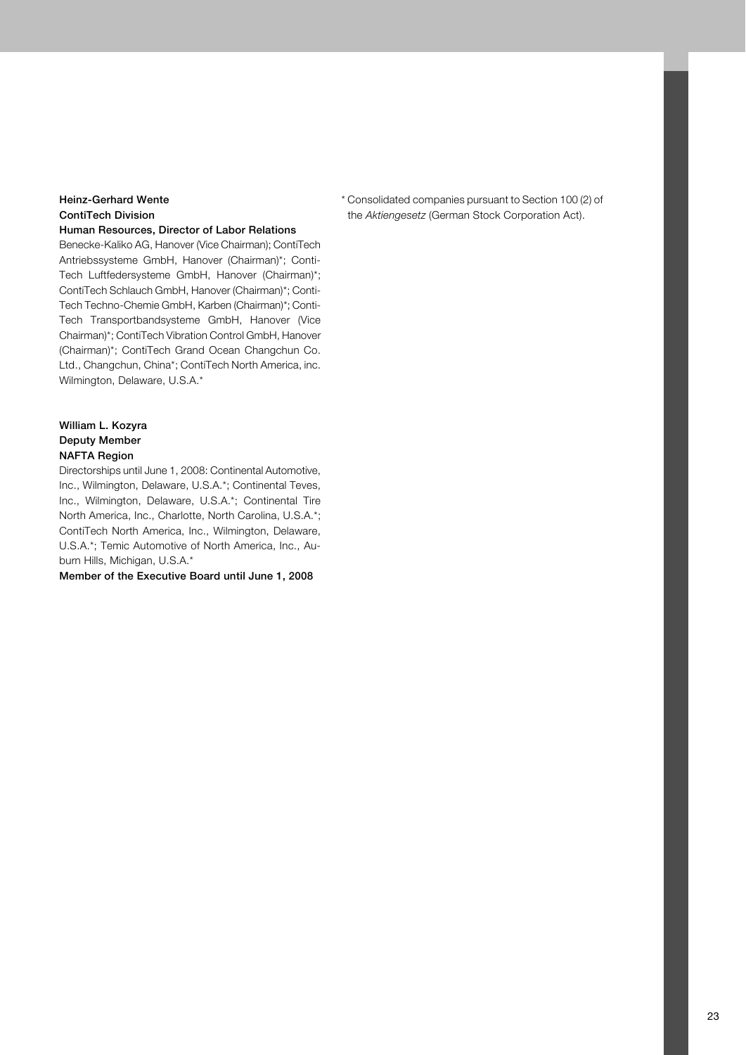**Heinz-Gerhard Wente**
**ContiTech Division**
**Human Resources, Director of Labor Relations**

Benecke-Kaliko AG, Hanover (Vice Chairman); ContiTech Antriebssysteme GmbH, Hanover (Chairman)*; ContiTech Luftfedersysteme GmbH, Hanover (Chairman)*; ContiTech Schlauch GmbH, Hanover (Chairman)*; ContiTech Techno-Chemie GmbH, Karben (Chairman)*; ContiTech Transportbandsysteme GmbH, Hanover (Vice Chairman)*; ContiTech Vibration Control GmbH, Hanover (Chairman)*; ContiTech Grand Ocean Changchun Co. Ltd., Changchun, China*; ContiTech North America, inc. Wilmington, Delaware, U.S.A.*

**William L. Kozyra**
**Deputy Member**
**NAFTA Region**

Directorships until June 1, 2008: Continental Automotive, Inc., Wilmington, Delaware, U.S.A.*; Continental Teves, Inc., Wilmington, Delaware, U.S.A.*; Continental Tire North America, Inc., Charlotte, North Carolina, U.S.A.*; ContiTech North America, Inc., Wilmington, Delaware, U.S.A.*; Temic Automotive of North America, Inc., Auburn Hills, Michigan, U.S.A.*

**Member of the Executive Board until June 1, 2008**

\* Consolidated companies pursuant to Section 100 (2) of the *Aktiengesetz* (German Stock Corporation Act).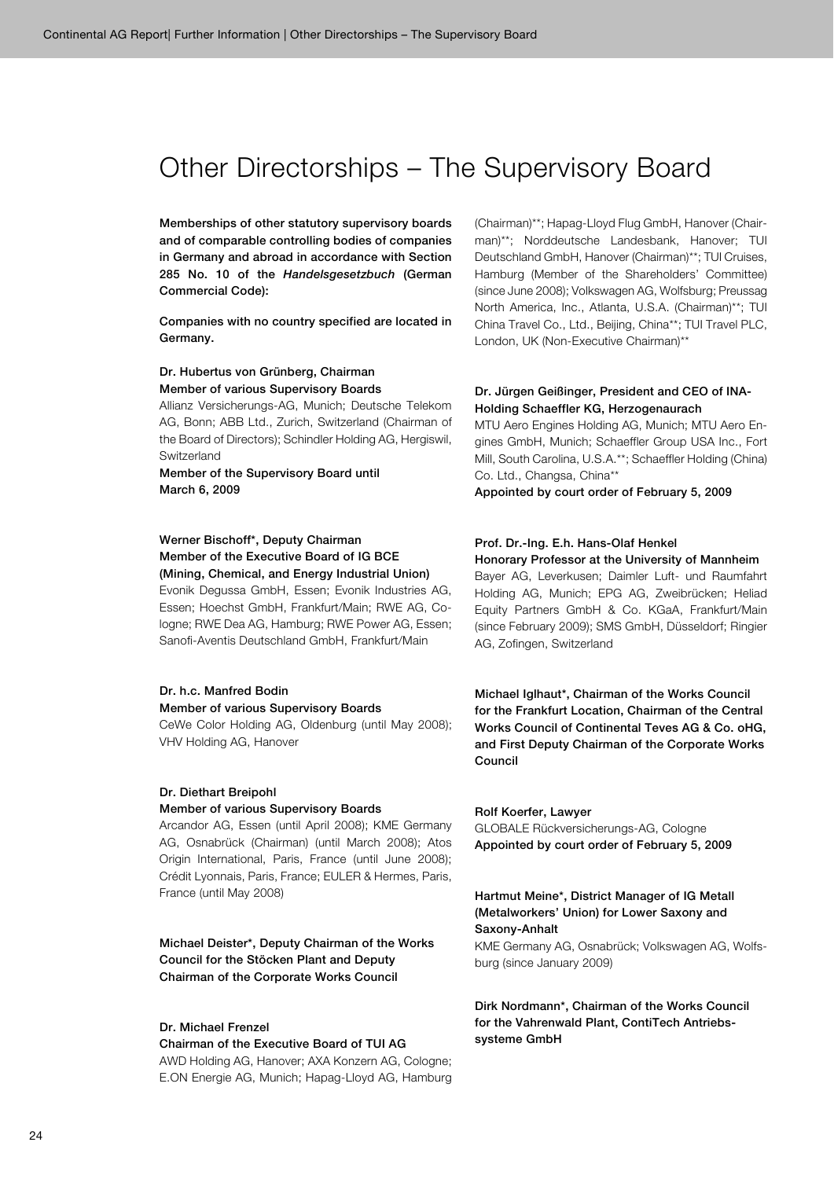# Other Directorships – The Supervisory Board

**Memberships of other statutory supervisory boards and of comparable controlling bodies of companies in Germany and abroad in accordance with Section 285 No. 10 of the *Handelsgesetzbuch* (German Commercial Code):**

**Companies with no country specified are located in Germany.**

**Dr. Hubertus von Grünberg, Chairman**
**Member of various Supervisory Boards**
Allianz Versicherungs-AG, Munich; Deutsche Telekom AG, Bonn; ABB Ltd., Zurich, Switzerland (Chairman of the Board of Directors); Schindler Holding AG, Hergiswil, Switzerland
**Member of the Supervisory Board until March 6, 2009**

**Werner Bischoff*, Deputy Chairman**
**Member of the Executive Board of IG BCE (Mining, Chemical, and Energy Industrial Union)**
Evonik Degussa GmbH, Essen; Evonik Industries AG, Essen; Hoechst GmbH, Frankfurt/Main; RWE AG, Cologne; RWE Dea AG, Hamburg; RWE Power AG, Essen; Sanofi-Aventis Deutschland GmbH, Frankfurt/Main

**Dr. h.c. Manfred Bodin**
**Member of various Supervisory Boards**
CeWe Color Holding AG, Oldenburg (until May 2008); VHV Holding AG, Hanover

**Dr. Diethart Breipohl**
**Member of various Supervisory Boards**
Arcandor AG, Essen (until April 2008); KME Germany AG, Osnabrück (Chairman) (until March 2008); Atos Origin International, Paris, France (until June 2008); Crédit Lyonnais, Paris, France; EULER & Hermes, Paris, France (until May 2008)

**Michael Deister*, Deputy Chairman of the Works Council for the Stöcken Plant and Deputy Chairman of the Corporate Works Council**

**Dr. Michael Frenzel**
**Chairman of the Executive Board of TUI AG**
AWD Holding AG, Hanover; AXA Konzern AG, Cologne; E.ON Energie AG, Munich; Hapag-Lloyd AG, Hamburg (Chairman)**; Hapag-Lloyd Flug GmbH, Hanover (Chairman)**; Norddeutsche Landesbank, Hanover; TUI Deutschland GmbH, Hanover (Chairman)**; TUI Cruises, Hamburg (Member of the Shareholders' Committee) (since June 2008); Volkswagen AG, Wolfsburg; Preussag North America, Inc., Atlanta, U.S.A. (Chairman)**; TUI China Travel Co., Ltd., Beijing, China**; TUI Travel PLC, London, UK (Non-Executive Chairman)**

**Dr. Jürgen Geißinger, President and CEO of INA-Holding Schaeffler KG, Herzogenaurach**
MTU Aero Engines Holding AG, Munich; MTU Aero Engines GmbH, Munich; Schaeffler Group USA Inc., Fort Mill, South Carolina, U.S.A.**; Schaeffler Holding (China) Co. Ltd., Changsa, China**
**Appointed by court order of February 5, 2009**

**Prof. Dr.-Ing. E.h. Hans-Olaf Henkel**
**Honorary Professor at the University of Mannheim**
Bayer AG, Leverkusen; Daimler Luft- und Raumfahrt Holding AG, Munich; EPG AG, Zweibrücken; Heliad Equity Partners GmbH & Co. KGaA, Frankfurt/Main (since February 2009); SMS GmbH, Düsseldorf; Ringier AG, Zofingen, Switzerland

**Michael Iglhaut*, Chairman of the Works Council for the Frankfurt Location, Chairman of the Central Works Council of Continental Teves AG & Co. oHG, and First Deputy Chairman of the Corporate Works Council**

**Rolf Koerfer, Lawyer**
GLOBALE Rückversicherungs-AG, Cologne
**Appointed by court order of February 5, 2009**

**Hartmut Meine*, District Manager of IG Metall (Metalworkers' Union) for Lower Saxony and Saxony-Anhalt**
KME Germany AG, Osnabrück; Volkswagen AG, Wolfsburg (since January 2009)

**Dirk Nordmann*, Chairman of the Works Council for the Vahrenwald Plant, ContiTech Antriebssysteme GmbH**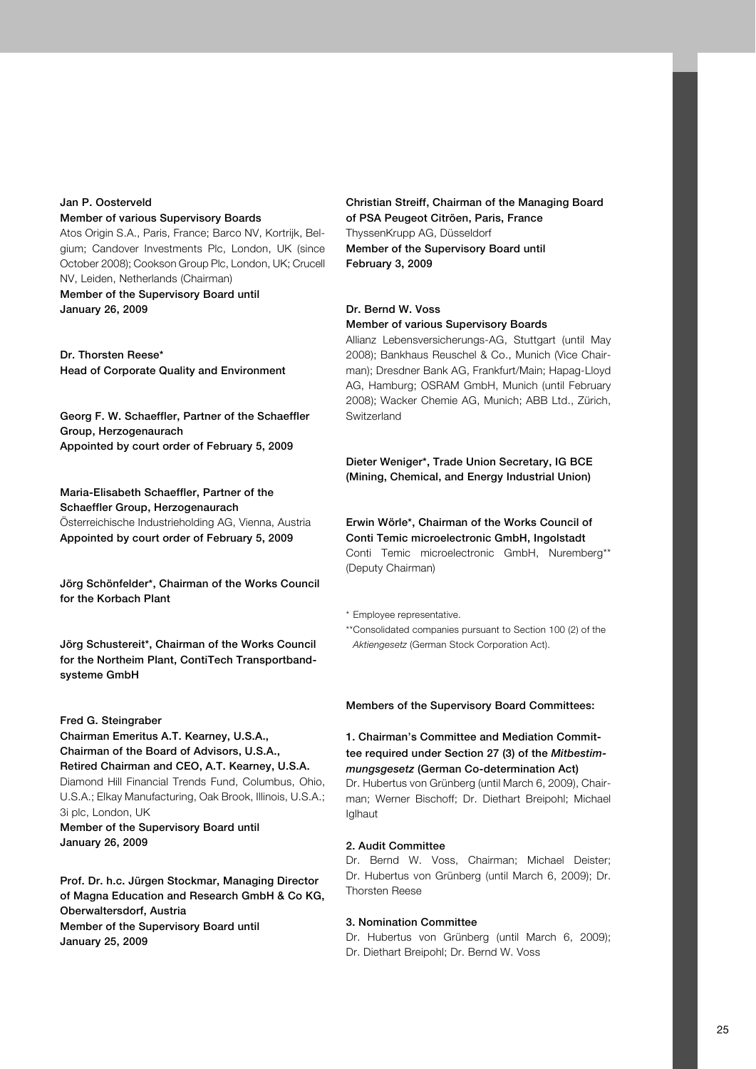**Jan P. Oosterveld**
**Member of various Supervisory Boards**
Atos Origin S.A., Paris, France; Barco NV, Kortrijk, Belgium; Candover Investments Plc, London, UK (since October 2008); Cookson Group Plc, London, UK; Crucell NV, Leiden, Netherlands (Chairman)
**Member of the Supervisory Board until January 26, 2009**

**Dr. Thorsten Reese***
**Head of Corporate Quality and Environment**

**Georg F. W. Schaeffler, Partner of the Schaeffler Group, Herzogenaurach**
**Appointed by court order of February 5, 2009**

**Maria-Elisabeth Schaeffler, Partner of the Schaeffler Group, Herzogenaurach**
Österreichische Industrieholding AG, Vienna, Austria
**Appointed by court order of February 5, 2009**

**Jörg Schönfelder*, Chairman of the Works Council for the Korbach Plant**

**Jörg Schustereit*, Chairman of the Works Council for the Northeim Plant, ContiTech Transportbandsysteme GmbH**

**Fred G. Steingraber**
**Chairman Emeritus A.T. Kearney, U.S.A., Chairman of the Board of Advisors, U.S.A., Retired Chairman and CEO, A.T. Kearney, U.S.A.**
Diamond Hill Financial Trends Fund, Columbus, Ohio, U.S.A.; Elkay Manufacturing, Oak Brook, Illinois, U.S.A.; 3i plc, London, UK
**Member of the Supervisory Board until January 26, 2009**

**Prof. Dr. h.c. Jürgen Stockmar, Managing Director of Magna Education and Research GmbH & Co KG, Oberwaltersdorf, Austria**
**Member of the Supervisory Board until January 25, 2009**

**Christian Streiff, Chairman of the Managing Board of PSA Peugeot Citröen, Paris, France**
ThyssenKrupp AG, Düsseldorf
**Member of the Supervisory Board until February 3, 2009**

**Dr. Bernd W. Voss**
**Member of various Supervisory Boards**
Allianz Lebensversicherungs-AG, Stuttgart (until May 2008); Bankhaus Reuschel & Co., Munich (Vice Chairman); Dresdner Bank AG, Frankfurt/Main; Hapag-Lloyd AG, Hamburg; OSRAM GmbH, Munich (until February 2008); Wacker Chemie AG, Munich; ABB Ltd., Zürich, Switzerland

**Dieter Weniger*, Trade Union Secretary, IG BCE (Mining, Chemical, and Energy Industrial Union)**

**Erwin Wörle*, Chairman of the Works Council of Conti Temic microelectronic GmbH, Ingolstadt**
Conti Temic microelectronic GmbH, Nuremberg** (Deputy Chairman)

\* Employee representative.
** Consolidated companies pursuant to Section 100 (2) of the *Aktiengesetz* (German Stock Corporation Act).

**Members of the Supervisory Board Committees:**

**1. Chairman's Committee and Mediation Committee required under Section 27 (3) of the *Mitbestimmungsgesetz* (German Co-determination Act)**
Dr. Hubertus von Grünberg (until March 6, 2009), Chairman; Werner Bischoff; Dr. Diethart Breipohl; Michael Iglhaut

**2. Audit Committee**
Dr. Bernd W. Voss, Chairman; Michael Deister; Dr. Hubertus von Grünberg (until March 6, 2009); Dr. Thorsten Reese

**3. Nomination Committee**
Dr. Hubertus von Grünberg (until March 6, 2009); Dr. Diethart Breipohl; Dr. Bernd W. Voss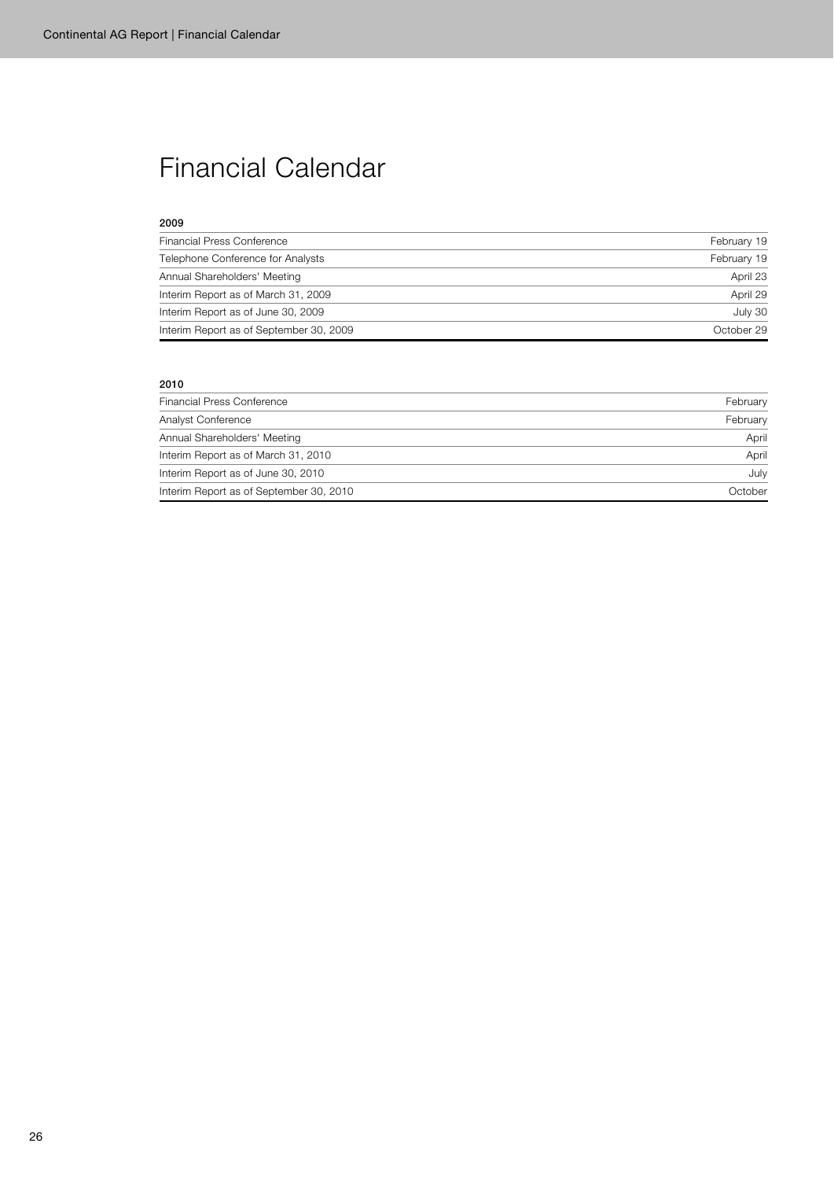# Financial Calendar

**2009**

| | |
|---|---|
| Financial Press Conference | February 19 |
| Telephone Conference for Analysts | February 19 |
| Annual Shareholders' Meeting | April 23 |
| Interim Report as of March 31, 2009 | April 29 |
| Interim Report as of June 30, 2009 | July 30 |
| Interim Report as of September 30, 2009 | October 29 |

**2010**

| | |
|---|---|
| Financial Press Conference | February |
| Analyst Conference | February |
| Annual Shareholders' Meeting | April |
| Interim Report as of March 31, 2010 | April |
| Interim Report as of June 30, 2010 | July |
| Interim Report as of September 30, 2010 | October |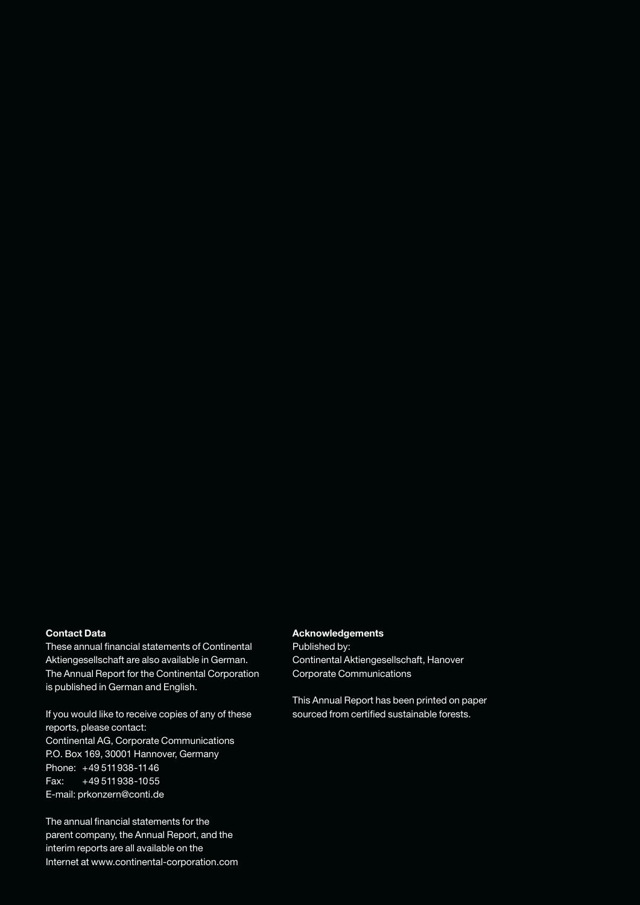**Contact Data**

These annual financial statements of Continental Aktiengesellschaft are also available in German. The Annual Report for the Continental Corporation is published in German and English.

If you would like to receive copies of any of these reports, please contact:
Continental AG, Corporate Communications
P.O. Box 169, 30001 Hannover, Germany
Phone: +49 511 938-1146
Fax: +49 511 938-1055
E-mail: prkonzern@conti.de

The annual financial statements for the parent company, the Annual Report, and the interim reports are all available on the Internet at www.continental-corporation.com

**Acknowledgements**

Published by:
Continental Aktiengesellschaft, Hanover
Corporate Communications

This Annual Report has been printed on paper sourced from certified sustainable forests.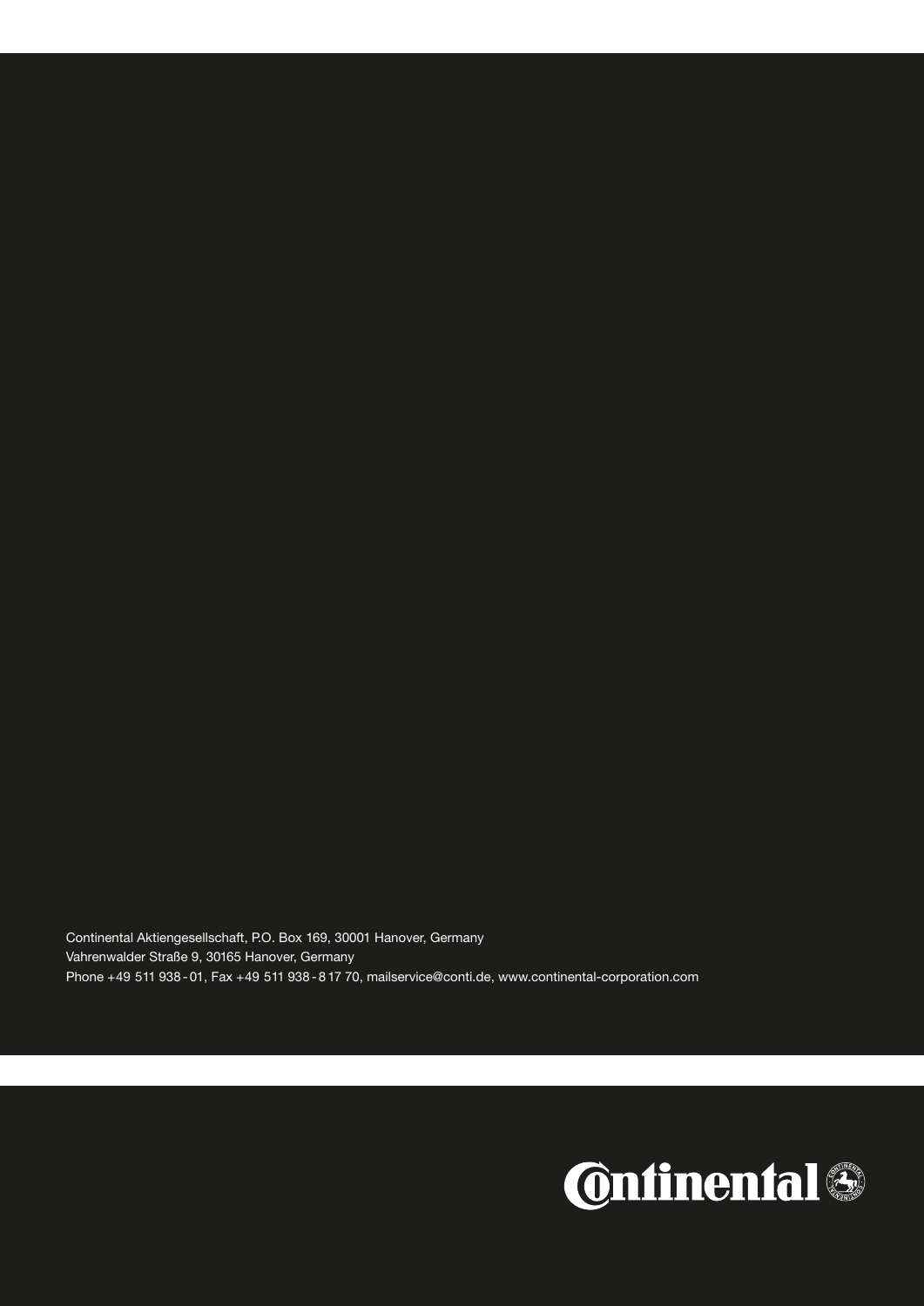Continental Aktiengesellschaft, P.O. Box 169, 30001 Hanover, Germany
Vahrenwalder Straße 9, 30165 Hanover, Germany
Phone +49 511 938 - 01, Fax +49 511 938 - 8 17 70, mailservice@conti.de, www.continental-corporation.com